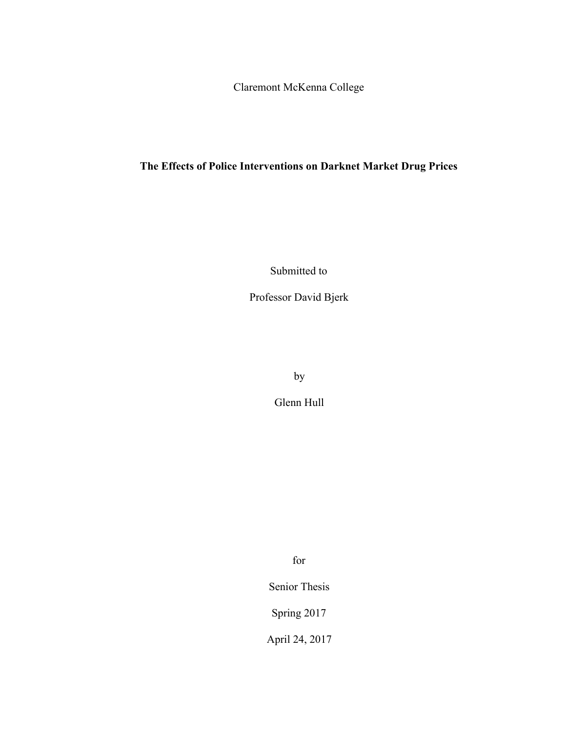Claremont McKenna College

# The Effects of Police Interventions on Darknet Market Drug Prices

Submitted to

Professor David Bjerk

by

Glenn Hull

for

Senior Thesis

Spring 2017

April 24, 2017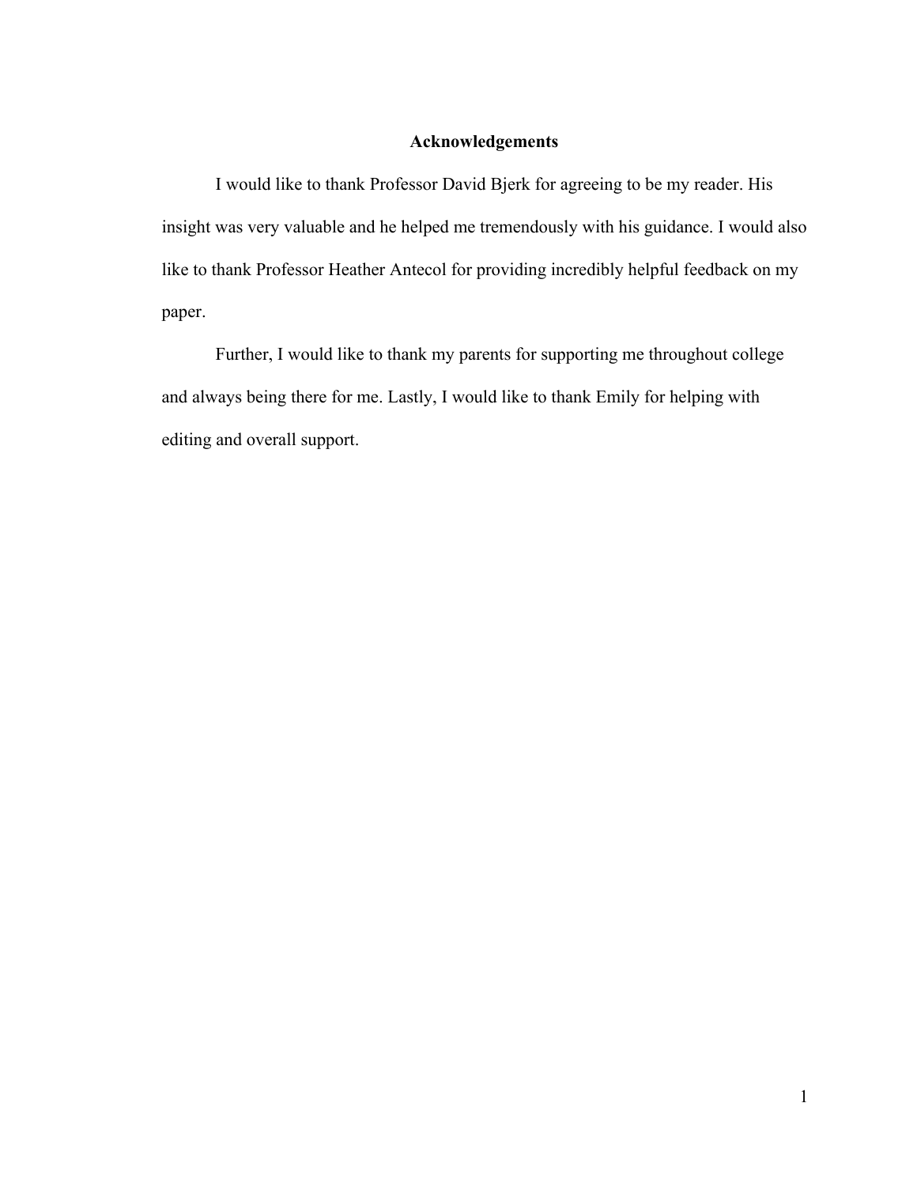## Acknowledgements

I would like to thank Professor David Bjerk for agreeing to be my reader. His insight was very valuable and he helped me tremendously with his guidance. I would also like to thank Professor Heather Antecol for providing incredibly helpful feedback on my paper.

Further, I would like to thank my parents for supporting me throughout college and always being there for me. Lastly, I would like to thank Emily for helping with editing and overall support.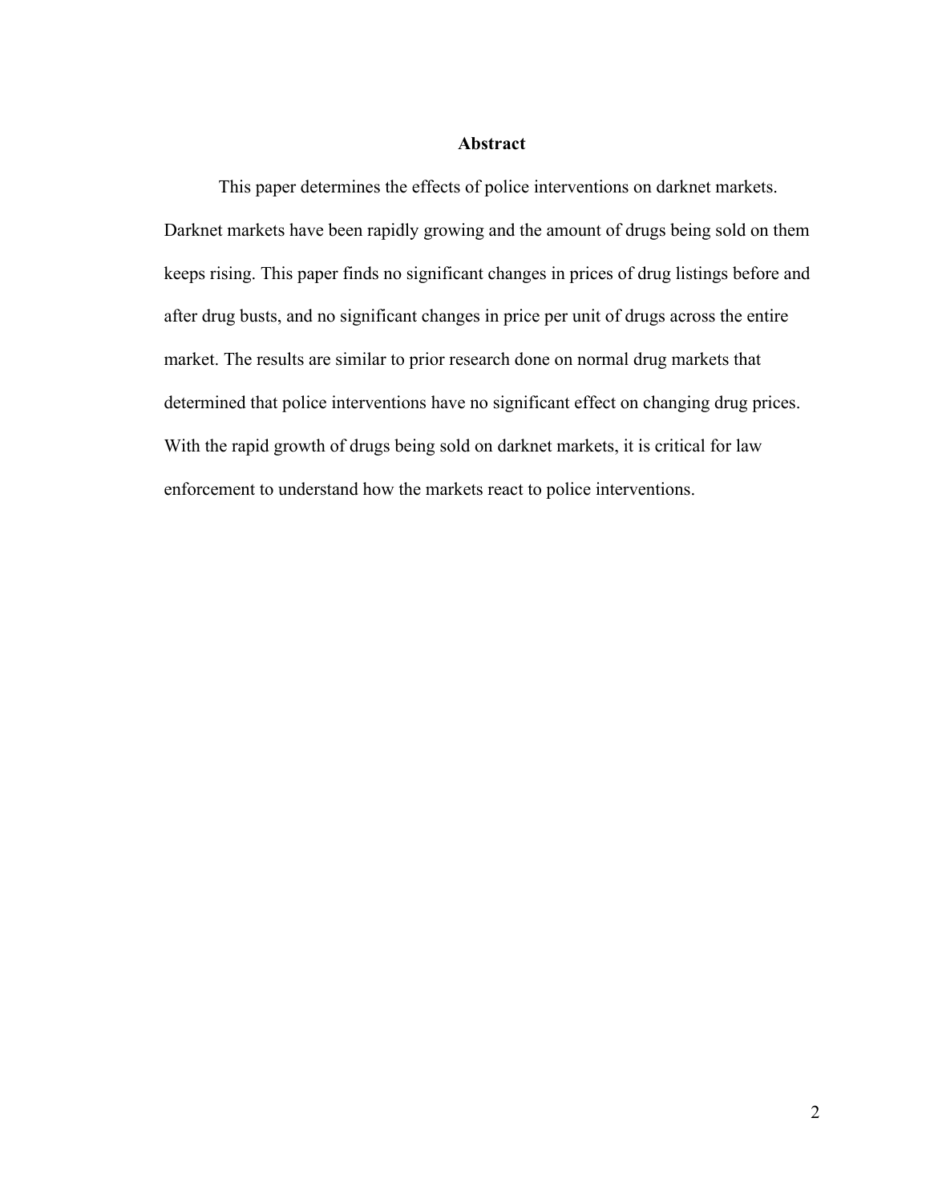## Abstract

This paper determines the effects of police interventions on darknet markets. Darknet markets have been rapidly growing and the amount of drugs being sold on them keeps rising. This paper finds no significant changes in prices of drug listings before and after drug busts, and no significant changes in price per unit of drugs across the entire market. The results are similar to prior research done on normal drug markets that determined that police interventions have no significant effect on changing drug prices. With the rapid growth of drugs being sold on darknet markets, it is critical for law enforcement to understand how the markets react to police interventions.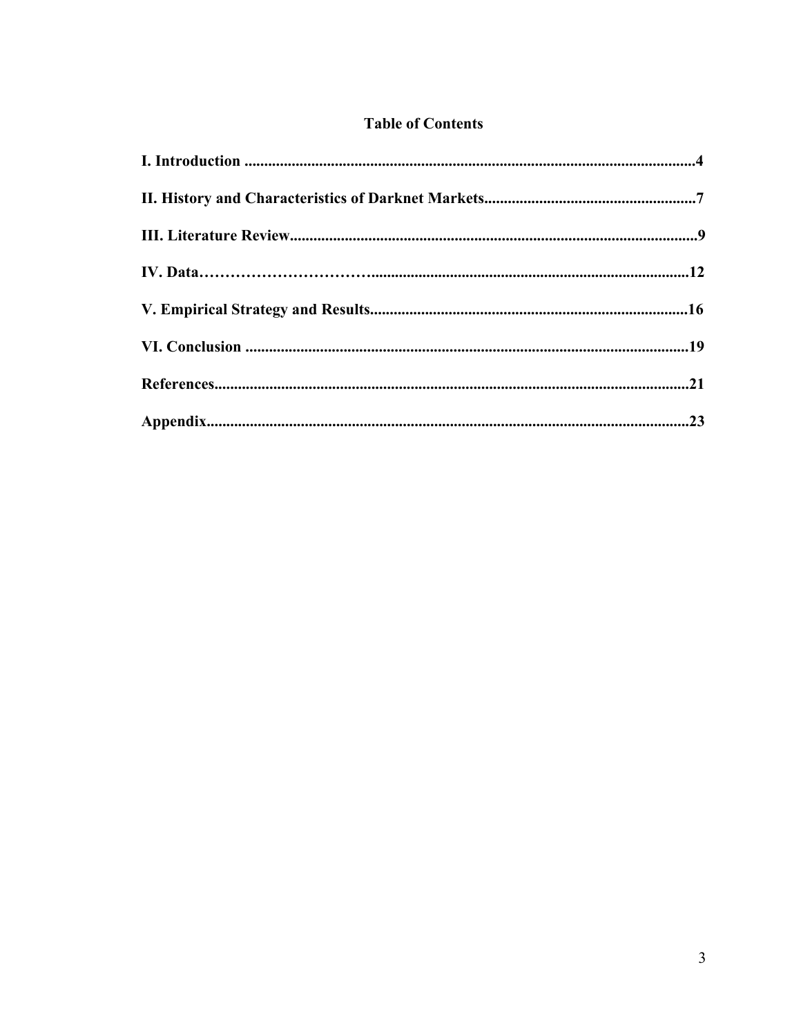## Table of Contents

**I. Introduction ....................................................................................................................4**

**II. History and Characteristics of Darknet Markets......................................................7**

**III. Literature Review.......................................................................................................9**

**IV. Data…………………………….............................................................................12**

**V. Empirical Strategy and Results................................................................................16**

**VI. Conclusion ................................................................................................................19**

**References........................................................................................................................21**

**Appendix..........................................................................................................................23**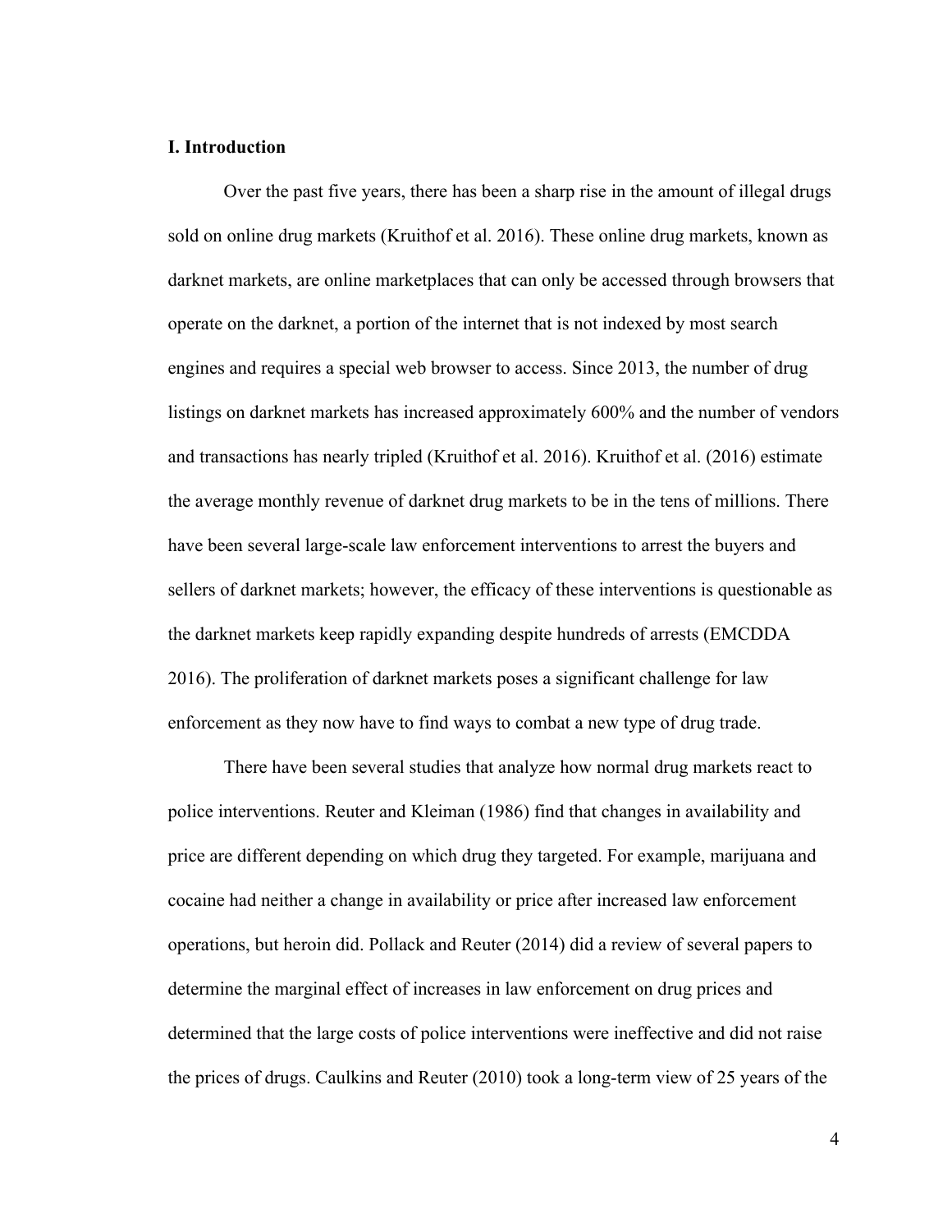## I. Introduction

Over the past five years, there has been a sharp rise in the amount of illegal drugs sold on online drug markets (Kruithof et al. 2016). These online drug markets, known as darknet markets, are online marketplaces that can only be accessed through browsers that operate on the darknet, a portion of the internet that is not indexed by most search engines and requires a special web browser to access. Since 2013, the number of drug listings on darknet markets has increased approximately 600% and the number of vendors and transactions has nearly tripled (Kruithof et al. 2016). Kruithof et al. (2016) estimate the average monthly revenue of darknet drug markets to be in the tens of millions. There have been several large-scale law enforcement interventions to arrest the buyers and sellers of darknet markets; however, the efficacy of these interventions is questionable as the darknet markets keep rapidly expanding despite hundreds of arrests (EMCDDA 2016). The proliferation of darknet markets poses a significant challenge for law enforcement as they now have to find ways to combat a new type of drug trade.

There have been several studies that analyze how normal drug markets react to police interventions. Reuter and Kleiman (1986) find that changes in availability and price are different depending on which drug they targeted. For example, marijuana and cocaine had neither a change in availability or price after increased law enforcement operations, but heroin did. Pollack and Reuter (2014) did a review of several papers to determine the marginal effect of increases in law enforcement on drug prices and determined that the large costs of police interventions were ineffective and did not raise the prices of drugs. Caulkins and Reuter (2010) took a long-term view of 25 years of the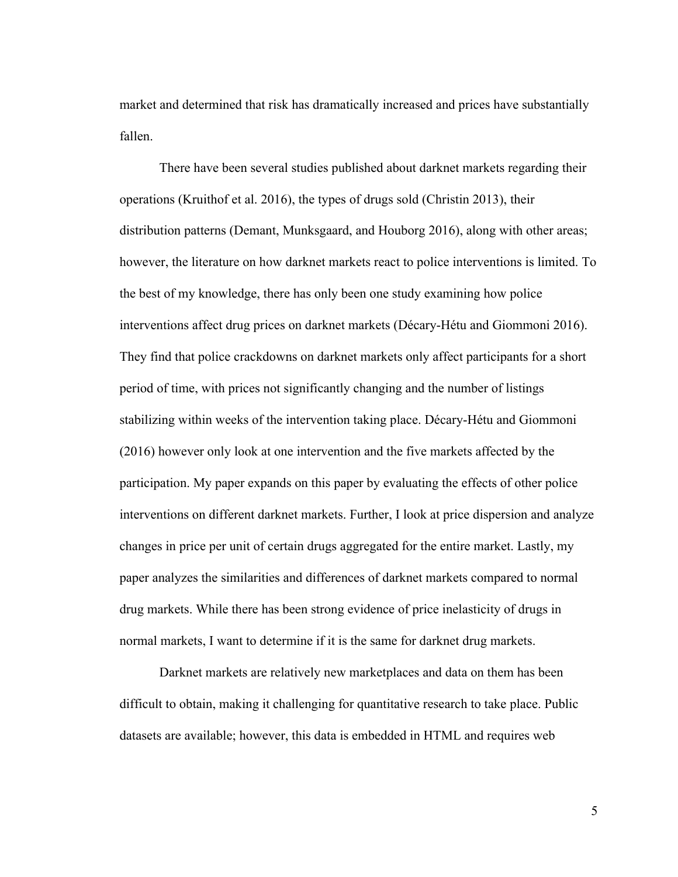market and determined that risk has dramatically increased and prices have substantially fallen.

There have been several studies published about darknet markets regarding their operations (Kruithof et al. 2016), the types of drugs sold (Christin 2013), their distribution patterns (Demant, Munksgaard, and Houborg 2016), along with other areas; however, the literature on how darknet markets react to police interventions is limited. To the best of my knowledge, there has only been one study examining how police interventions affect drug prices on darknet markets (Décary-Hétu and Giommoni 2016). They find that police crackdowns on darknet markets only affect participants for a short period of time, with prices not significantly changing and the number of listings stabilizing within weeks of the intervention taking place. Décary-Hétu and Giommoni (2016) however only look at one intervention and the five markets affected by the participation. My paper expands on this paper by evaluating the effects of other police interventions on different darknet markets. Further, I look at price dispersion and analyze changes in price per unit of certain drugs aggregated for the entire market. Lastly, my paper analyzes the similarities and differences of darknet markets compared to normal drug markets. While there has been strong evidence of price inelasticity of drugs in normal markets, I want to determine if it is the same for darknet drug markets.

Darknet markets are relatively new marketplaces and data on them has been difficult to obtain, making it challenging for quantitative research to take place. Public datasets are available; however, this data is embedded in HTML and requires web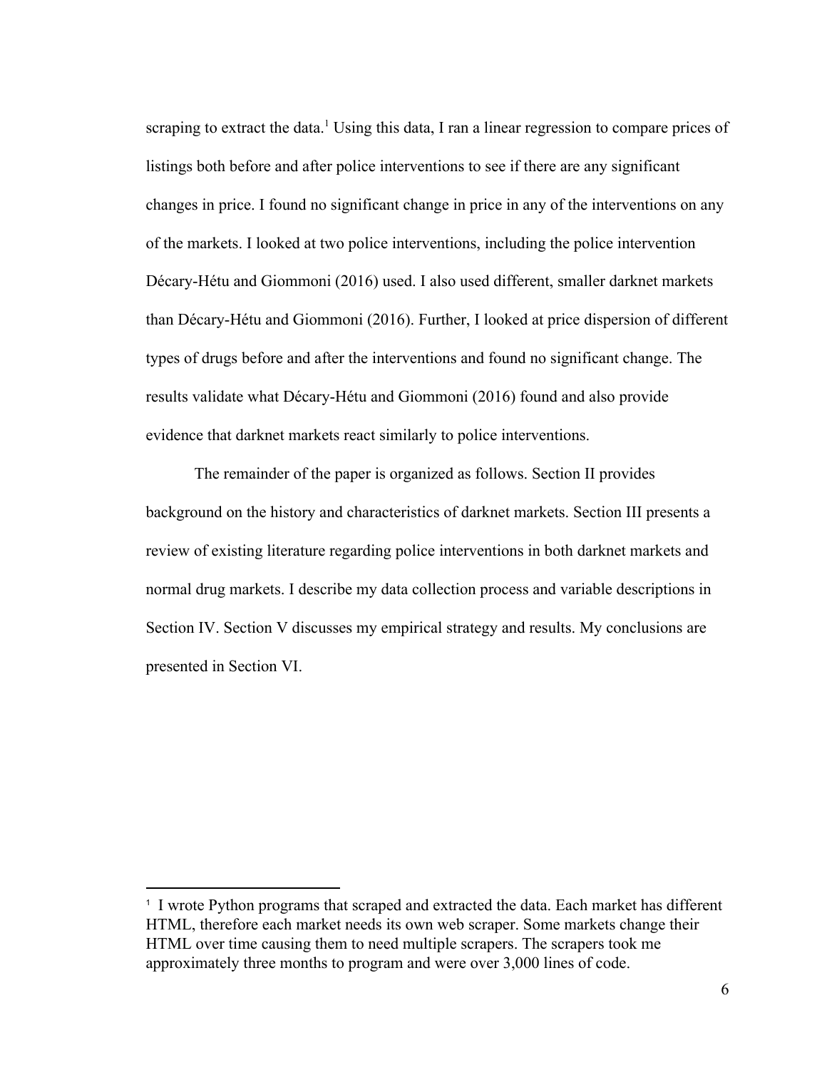scraping to extract the data.[1] Using this data, I ran a linear regression to compare prices of listings both before and after police interventions to see if there are any significant changes in price. I found no significant change in price in any of the interventions on any of the markets. I looked at two police interventions, including the police intervention Décary-Hétu and Giommoni (2016) used. I also used different, smaller darknet markets than Décary-Hétu and Giommoni (2016). Further, I looked at price dispersion of different types of drugs before and after the interventions and found no significant change. The results validate what Décary-Hétu and Giommoni (2016) found and also provide evidence that darknet markets react similarly to police interventions.

The remainder of the paper is organized as follows. Section II provides background on the history and characteristics of darknet markets. Section III presents a review of existing literature regarding police interventions in both darknet markets and normal drug markets. I describe my data collection process and variable descriptions in Section IV. Section V discusses my empirical strategy and results. My conclusions are presented in Section VI.

---

[1] I wrote Python programs that scraped and extracted the data. Each market has different HTML, therefore each market needs its own web scraper. Some markets change their HTML over time causing them to need multiple scrapers. The scrapers took me approximately three months to program and were over 3,000 lines of code.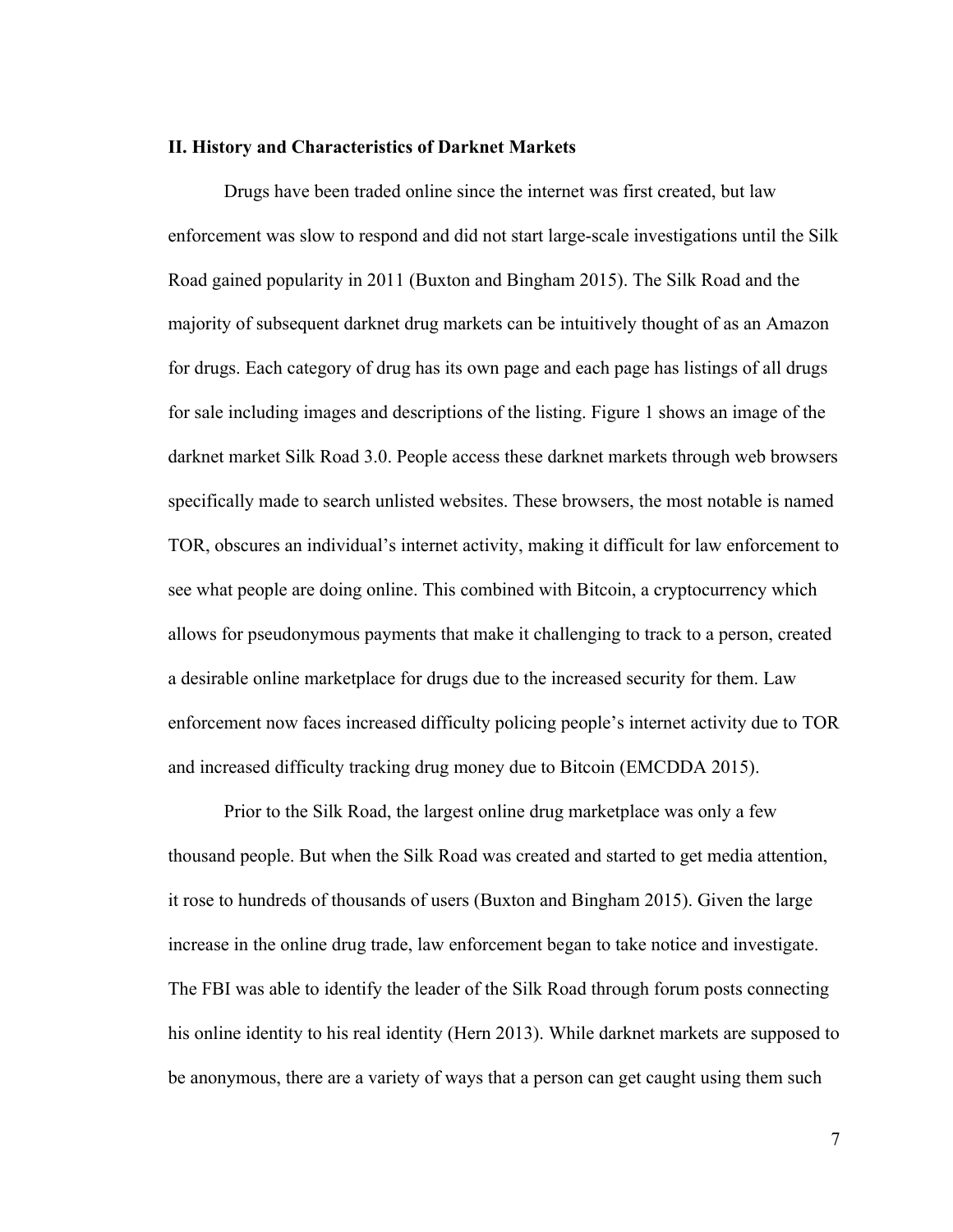### II. History and Characteristics of Darknet Markets

Drugs have been traded online since the internet was first created, but law enforcement was slow to respond and did not start large-scale investigations until the Silk Road gained popularity in 2011 (Buxton and Bingham 2015). The Silk Road and the majority of subsequent darknet drug markets can be intuitively thought of as an Amazon for drugs. Each category of drug has its own page and each page has listings of all drugs for sale including images and descriptions of the listing. Figure 1 shows an image of the darknet market Silk Road 3.0. People access these darknet markets through web browsers specifically made to search unlisted websites. These browsers, the most notable is named TOR, obscures an individual's internet activity, making it difficult for law enforcement to see what people are doing online. This combined with Bitcoin, a cryptocurrency which allows for pseudonymous payments that make it challenging to track to a person, created a desirable online marketplace for drugs due to the increased security for them. Law enforcement now faces increased difficulty policing people's internet activity due to TOR and increased difficulty tracking drug money due to Bitcoin (EMCDDA 2015).

Prior to the Silk Road, the largest online drug marketplace was only a few thousand people. But when the Silk Road was created and started to get media attention, it rose to hundreds of thousands of users (Buxton and Bingham 2015). Given the large increase in the online drug trade, law enforcement began to take notice and investigate. The FBI was able to identify the leader of the Silk Road through forum posts connecting his online identity to his real identity (Hern 2013). While darknet markets are supposed to be anonymous, there are a variety of ways that a person can get caught using them such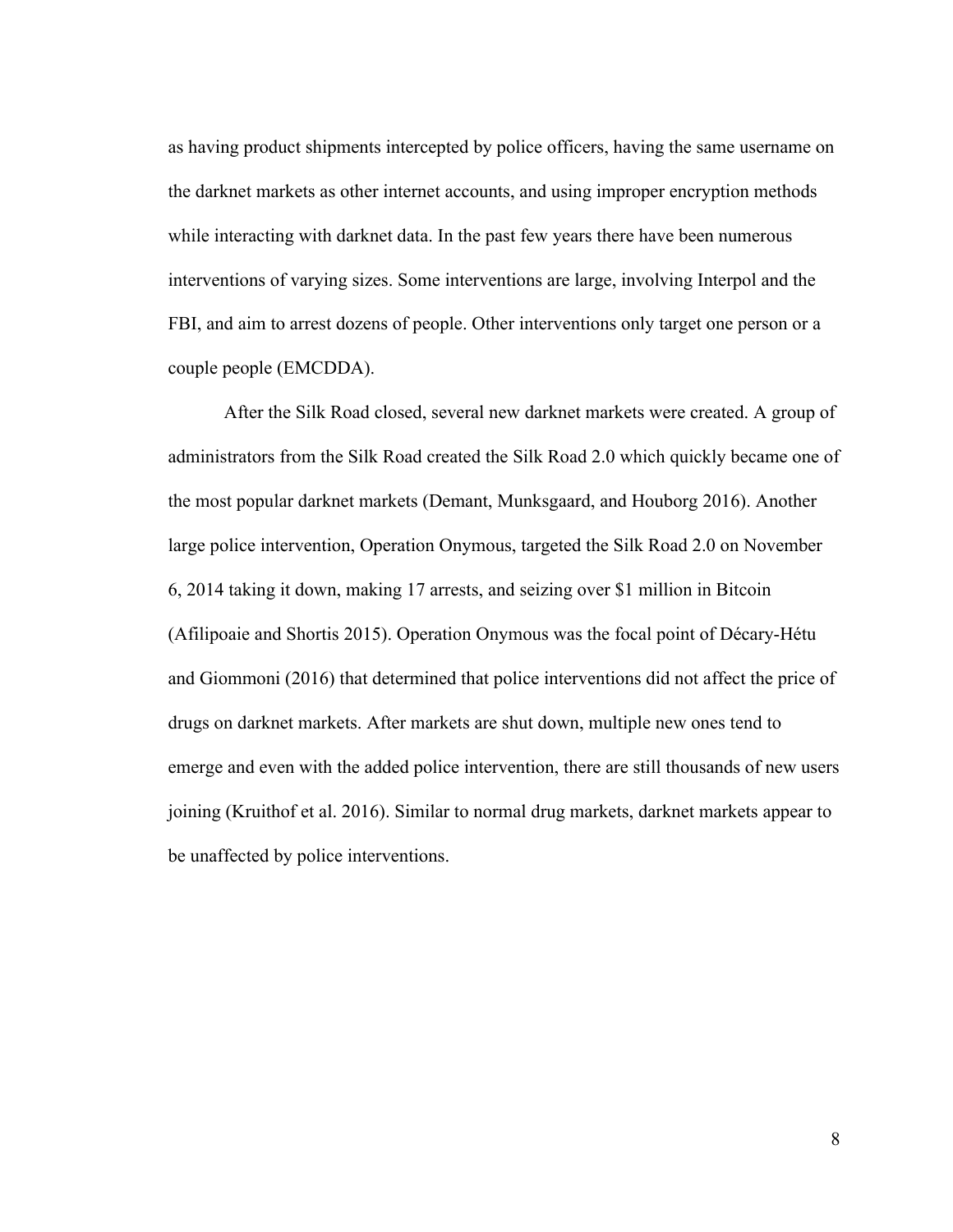as having product shipments intercepted by police officers, having the same username on the darknet markets as other internet accounts, and using improper encryption methods while interacting with darknet data. In the past few years there have been numerous interventions of varying sizes. Some interventions are large, involving Interpol and the FBI, and aim to arrest dozens of people. Other interventions only target one person or a couple people (EMCDDA).

After the Silk Road closed, several new darknet markets were created. A group of administrators from the Silk Road created the Silk Road 2.0 which quickly became one of the most popular darknet markets (Demant, Munksgaard, and Houborg 2016). Another large police intervention, Operation Onymous, targeted the Silk Road 2.0 on November 6, 2014 taking it down, making 17 arrests, and seizing over $1 million in Bitcoin (Afilipoaie and Shortis 2015). Operation Onymous was the focal point of Décary-Hétu and Giommoni (2016) that determined that police interventions did not affect the price of drugs on darknet markets. After markets are shut down, multiple new ones tend to emerge and even with the added police intervention, there are still thousands of new users joining (Kruithof et al. 2016). Similar to normal drug markets, darknet markets appear to be unaffected by police interventions.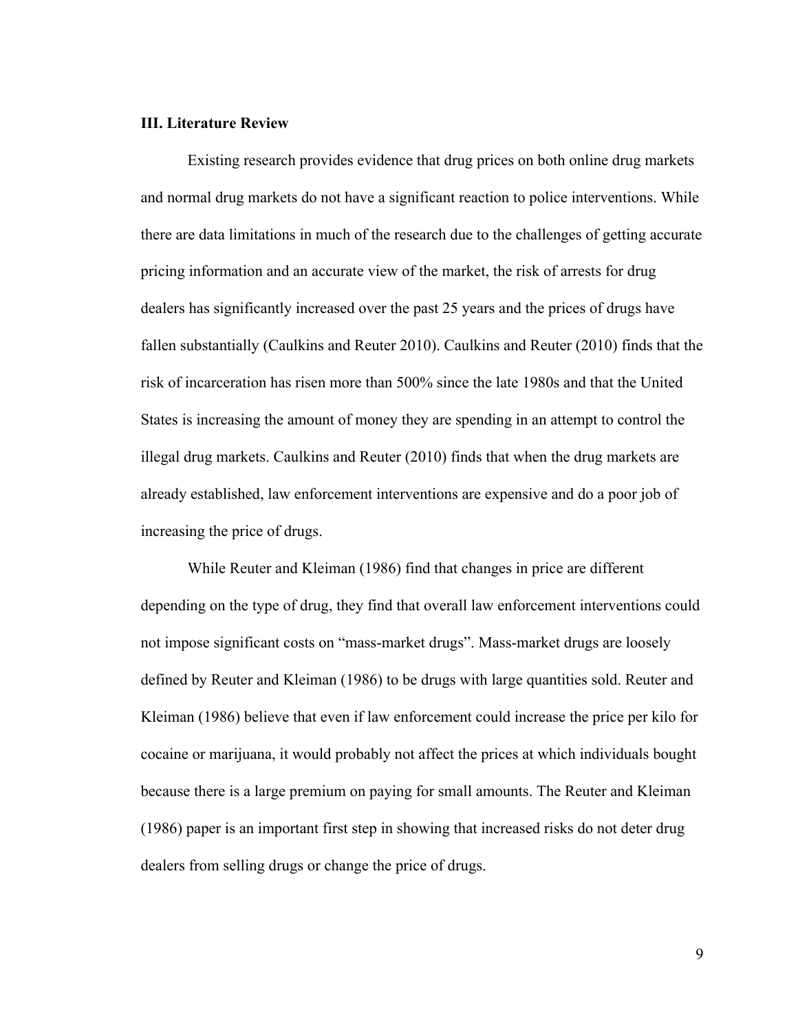## III. Literature Review

Existing research provides evidence that drug prices on both online drug markets and normal drug markets do not have a significant reaction to police interventions. While there are data limitations in much of the research due to the challenges of getting accurate pricing information and an accurate view of the market, the risk of arrests for drug dealers has significantly increased over the past 25 years and the prices of drugs have fallen substantially (Caulkins and Reuter 2010). Caulkins and Reuter (2010) finds that the risk of incarceration has risen more than 500% since the late 1980s and that the United States is increasing the amount of money they are spending in an attempt to control the illegal drug markets. Caulkins and Reuter (2010) finds that when the drug markets are already established, law enforcement interventions are expensive and do a poor job of increasing the price of drugs.

While Reuter and Kleiman (1986) find that changes in price are different depending on the type of drug, they find that overall law enforcement interventions could not impose significant costs on "mass-market drugs". Mass-market drugs are loosely defined by Reuter and Kleiman (1986) to be drugs with large quantities sold. Reuter and Kleiman (1986) believe that even if law enforcement could increase the price per kilo for cocaine or marijuana, it would probably not affect the prices at which individuals bought because there is a large premium on paying for small amounts. The Reuter and Kleiman (1986) paper is an important first step in showing that increased risks do not deter drug dealers from selling drugs or change the price of drugs.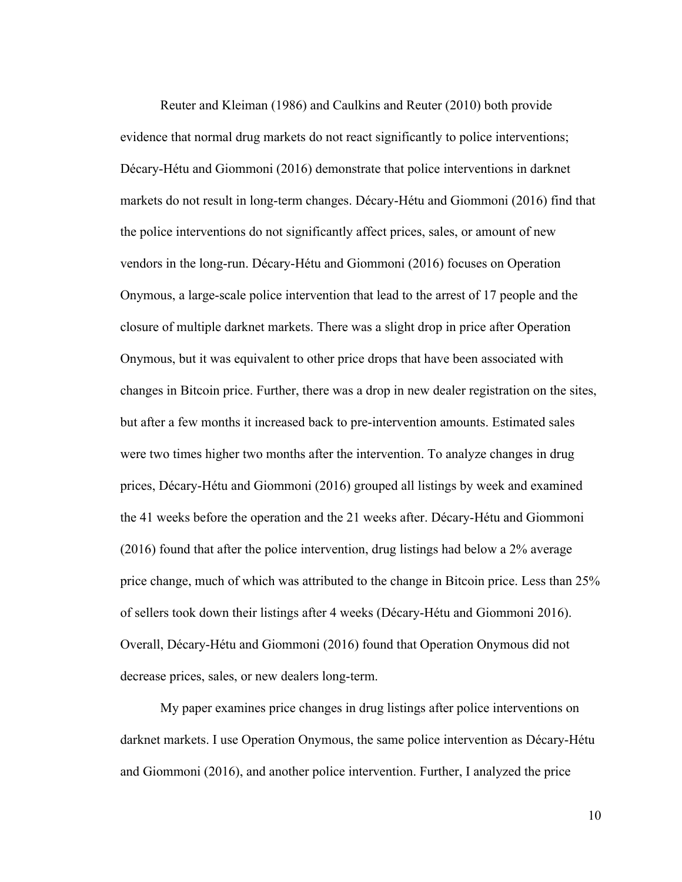Reuter and Kleiman (1986) and Caulkins and Reuter (2010) both provide evidence that normal drug markets do not react significantly to police interventions; Décary-Hétu and Giommoni (2016) demonstrate that police interventions in darknet markets do not result in long-term changes. Décary-Hétu and Giommoni (2016) find that the police interventions do not significantly affect prices, sales, or amount of new vendors in the long-run. Décary-Hétu and Giommoni (2016) focuses on Operation Onymous, a large-scale police intervention that lead to the arrest of 17 people and the closure of multiple darknet markets. There was a slight drop in price after Operation Onymous, but it was equivalent to other price drops that have been associated with changes in Bitcoin price. Further, there was a drop in new dealer registration on the sites, but after a few months it increased back to pre-intervention amounts. Estimated sales were two times higher two months after the intervention. To analyze changes in drug prices, Décary-Hétu and Giommoni (2016) grouped all listings by week and examined the 41 weeks before the operation and the 21 weeks after. Décary-Hétu and Giommoni (2016) found that after the police intervention, drug listings had below a 2% average price change, much of which was attributed to the change in Bitcoin price. Less than 25% of sellers took down their listings after 4 weeks (Décary-Hétu and Giommoni 2016). Overall, Décary-Hétu and Giommoni (2016) found that Operation Onymous did not decrease prices, sales, or new dealers long-term.

My paper examines price changes in drug listings after police interventions on darknet markets. I use Operation Onymous, the same police intervention as Décary-Hétu and Giommoni (2016), and another police intervention. Further, I analyzed the price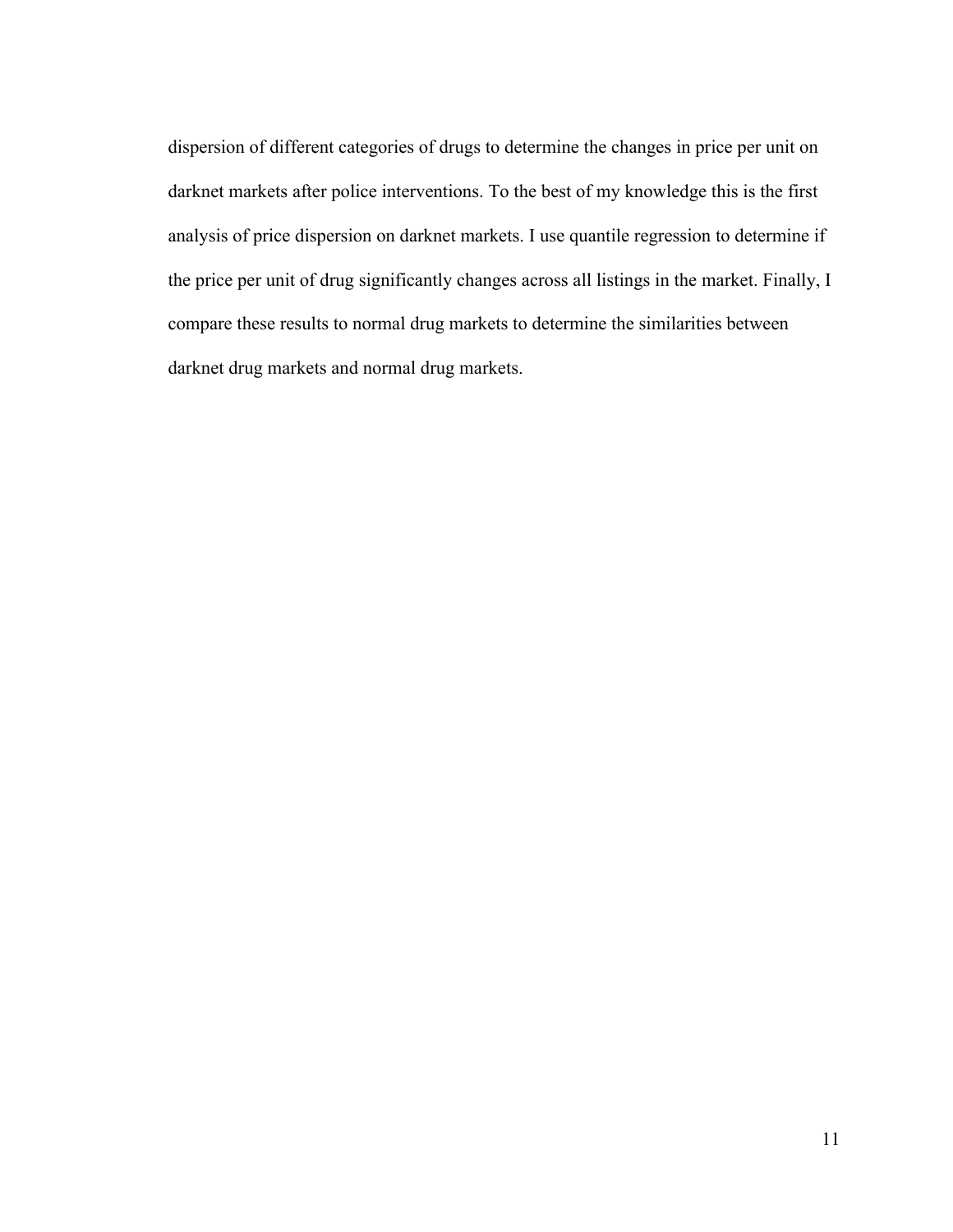dispersion of different categories of drugs to determine the changes in price per unit on darknet markets after police interventions. To the best of my knowledge this is the first analysis of price dispersion on darknet markets. I use quantile regression to determine if the price per unit of drug significantly changes across all listings in the market. Finally, I compare these results to normal drug markets to determine the similarities between darknet drug markets and normal drug markets.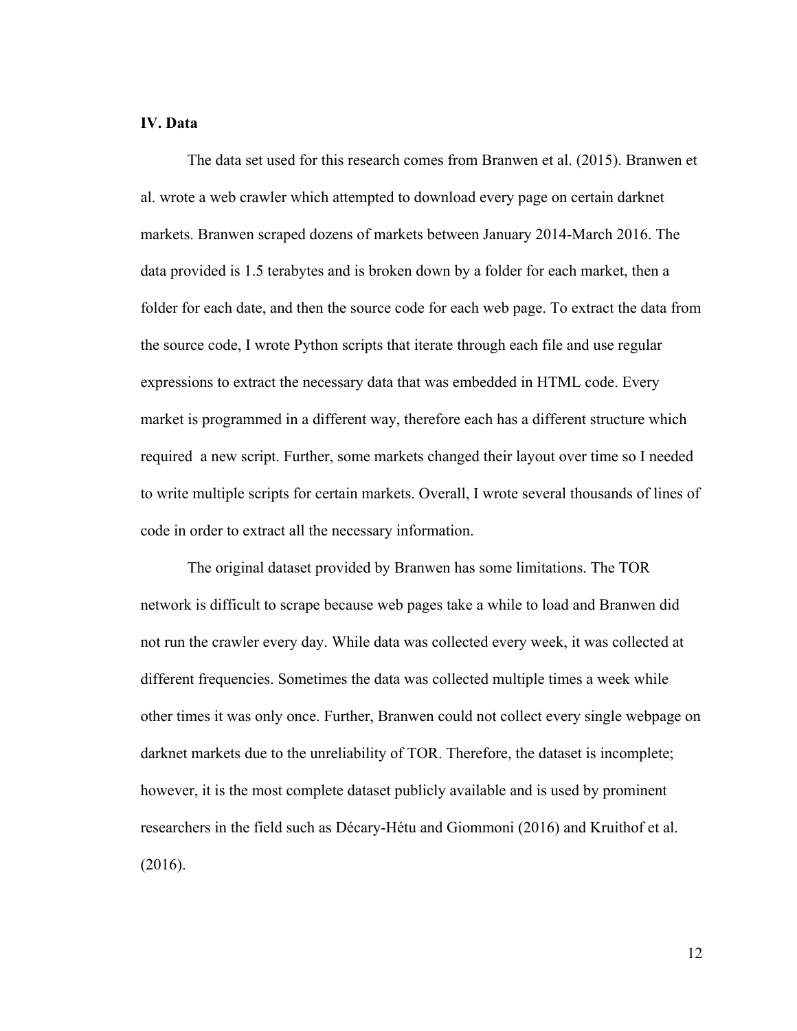## IV. Data

The data set used for this research comes from Branwen et al. (2015). Branwen et al. wrote a web crawler which attempted to download every page on certain darknet markets. Branwen scraped dozens of markets between January 2014-March 2016. The data provided is 1.5 terabytes and is broken down by a folder for each market, then a folder for each date, and then the source code for each web page. To extract the data from the source code, I wrote Python scripts that iterate through each file and use regular expressions to extract the necessary data that was embedded in HTML code. Every market is programmed in a different way, therefore each has a different structure which required a new script. Further, some markets changed their layout over time so I needed to write multiple scripts for certain markets. Overall, I wrote several thousands of lines of code in order to extract all the necessary information.

The original dataset provided by Branwen has some limitations. The TOR network is difficult to scrape because web pages take a while to load and Branwen did not run the crawler every day. While data was collected every week, it was collected at different frequencies. Sometimes the data was collected multiple times a week while other times it was only once. Further, Branwen could not collect every single webpage on darknet markets due to the unreliability of TOR. Therefore, the dataset is incomplete; however, it is the most complete dataset publicly available and is used by prominent researchers in the field such as Décary-Hétu and Giommoni (2016) and Kruithof et al. (2016).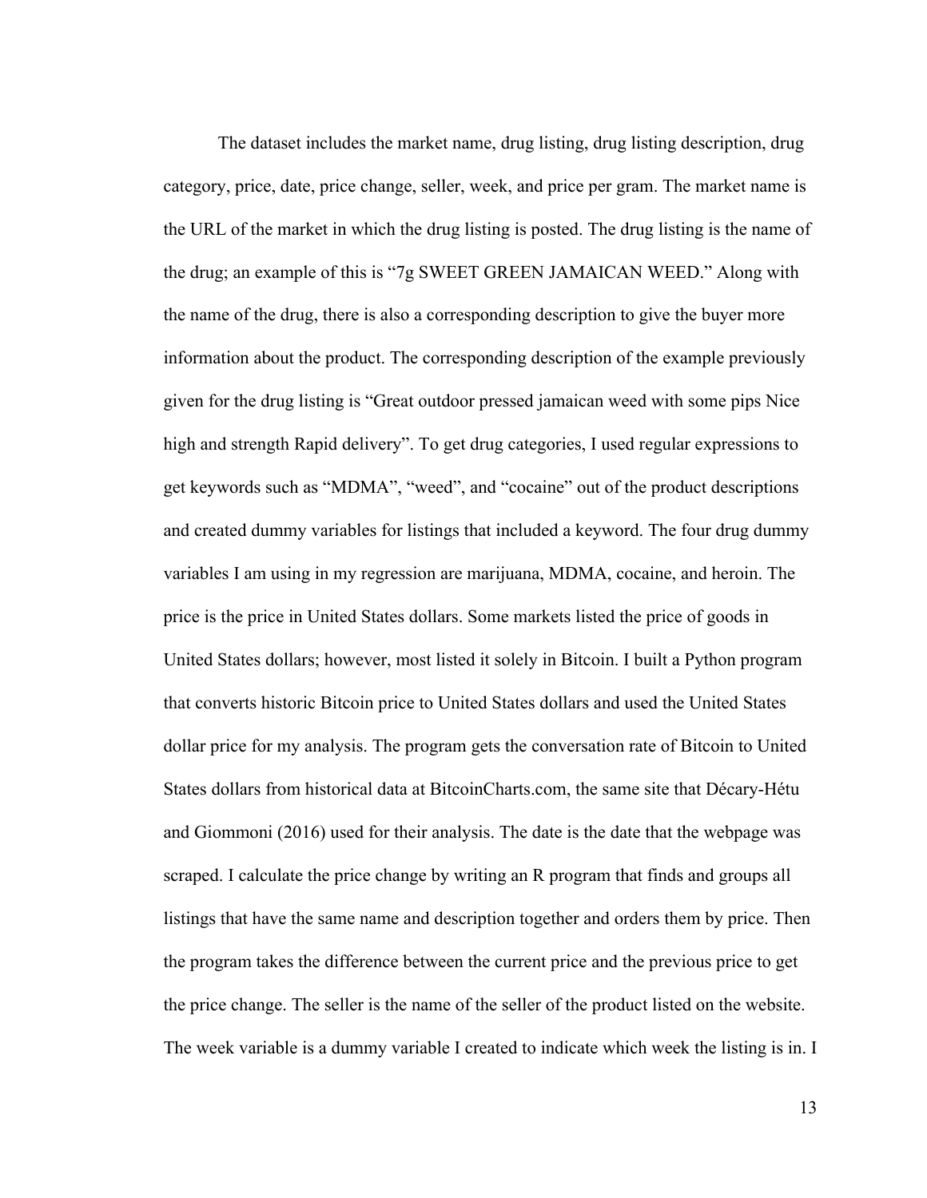The dataset includes the market name, drug listing, drug listing description, drug category, price, date, price change, seller, week, and price per gram. The market name is the URL of the market in which the drug listing is posted. The drug listing is the name of the drug; an example of this is "7g SWEET GREEN JAMAICAN WEED." Along with the name of the drug, there is also a corresponding description to give the buyer more information about the product. The corresponding description of the example previously given for the drug listing is "Great outdoor pressed jamaican weed with some pips Nice high and strength Rapid delivery". To get drug categories, I used regular expressions to get keywords such as "MDMA", "weed", and "cocaine" out of the product descriptions and created dummy variables for listings that included a keyword. The four drug dummy variables I am using in my regression are marijuana, MDMA, cocaine, and heroin. The price is the price in United States dollars. Some markets listed the price of goods in United States dollars; however, most listed it solely in Bitcoin. I built a Python program that converts historic Bitcoin price to United States dollars and used the United States dollar price for my analysis. The program gets the conversation rate of Bitcoin to United States dollars from historical data at BitcoinCharts.com, the same site that Décary-Hétu and Giommoni (2016) used for their analysis. The date is the date that the webpage was scraped. I calculate the price change by writing an R program that finds and groups all listings that have the same name and description together and orders them by price. Then the program takes the difference between the current price and the previous price to get the price change. The seller is the name of the seller of the product listed on the website. The week variable is a dummy variable I created to indicate which week the listing is in. I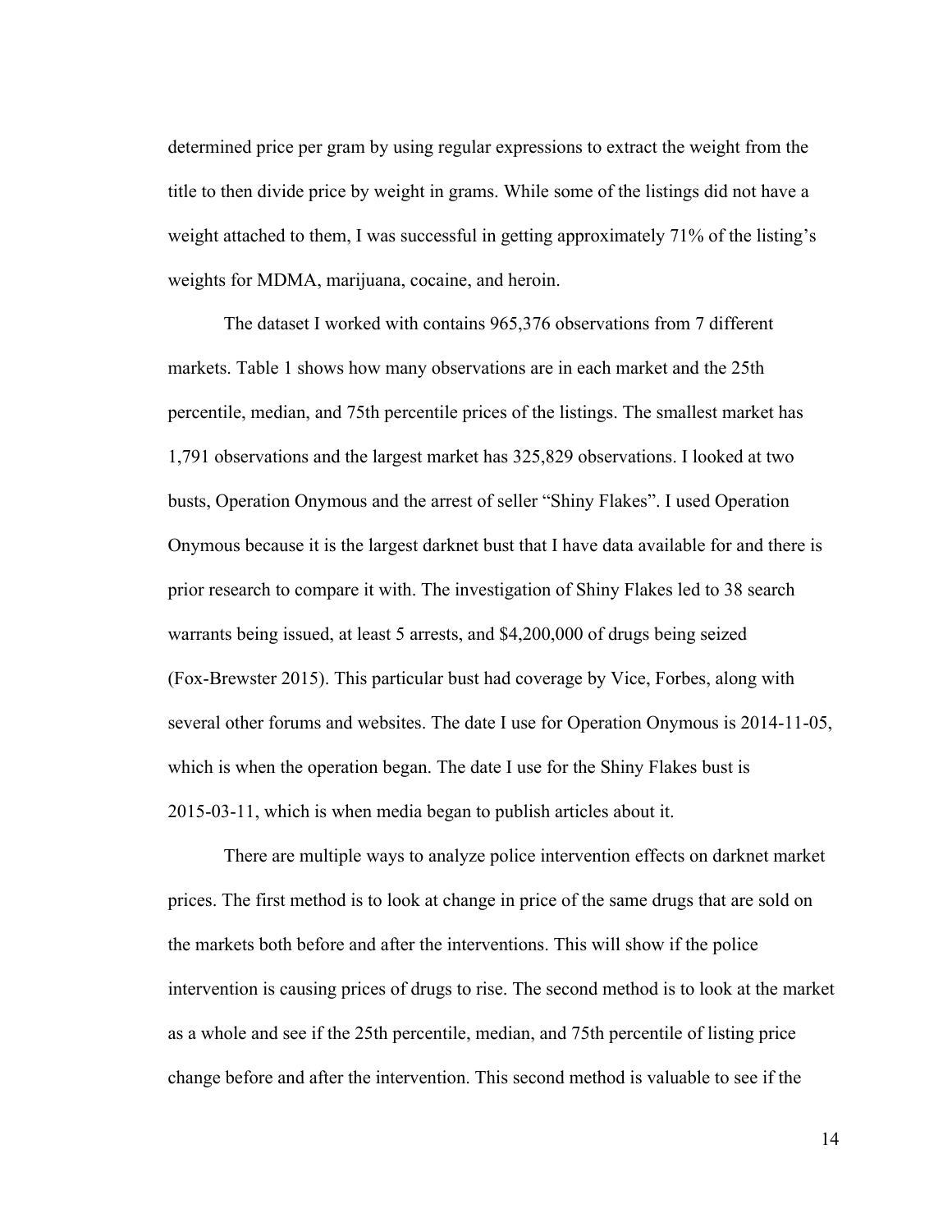determined price per gram by using regular expressions to extract the weight from the title to then divide price by weight in grams. While some of the listings did not have a weight attached to them, I was successful in getting approximately 71% of the listing's weights for MDMA, marijuana, cocaine, and heroin.

The dataset I worked with contains 965,376 observations from 7 different markets. Table 1 shows how many observations are in each market and the 25th percentile, median, and 75th percentile prices of the listings. The smallest market has 1,791 observations and the largest market has 325,829 observations. I looked at two busts, Operation Onymous and the arrest of seller "Shiny Flakes". I used Operation Onymous because it is the largest darknet bust that I have data available for and there is prior research to compare it with. The investigation of Shiny Flakes led to 38 search warrants being issued, at least 5 arrests, and $4,200,000 of drugs being seized (Fox-Brewster 2015). This particular bust had coverage by Vice, Forbes, along with several other forums and websites. The date I use for Operation Onymous is 2014-11-05, which is when the operation began. The date I use for the Shiny Flakes bust is 2015-03-11, which is when media began to publish articles about it.

There are multiple ways to analyze police intervention effects on darknet market prices. The first method is to look at change in price of the same drugs that are sold on the markets both before and after the interventions. This will show if the police intervention is causing prices of drugs to rise. The second method is to look at the market as a whole and see if the 25th percentile, median, and 75th percentile of listing price change before and after the intervention. This second method is valuable to see if the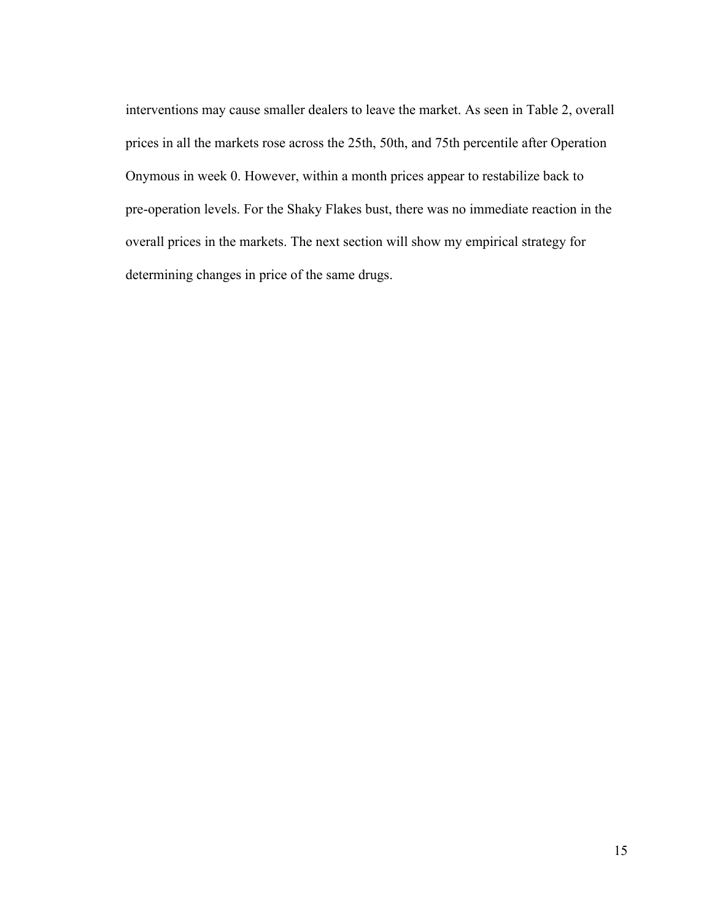interventions may cause smaller dealers to leave the market. As seen in Table 2, overall prices in all the markets rose across the 25th, 50th, and 75th percentile after Operation Onymous in week 0. However, within a month prices appear to restabilize back to pre-operation levels. For the Shaky Flakes bust, there was no immediate reaction in the overall prices in the markets. The next section will show my empirical strategy for determining changes in price of the same drugs.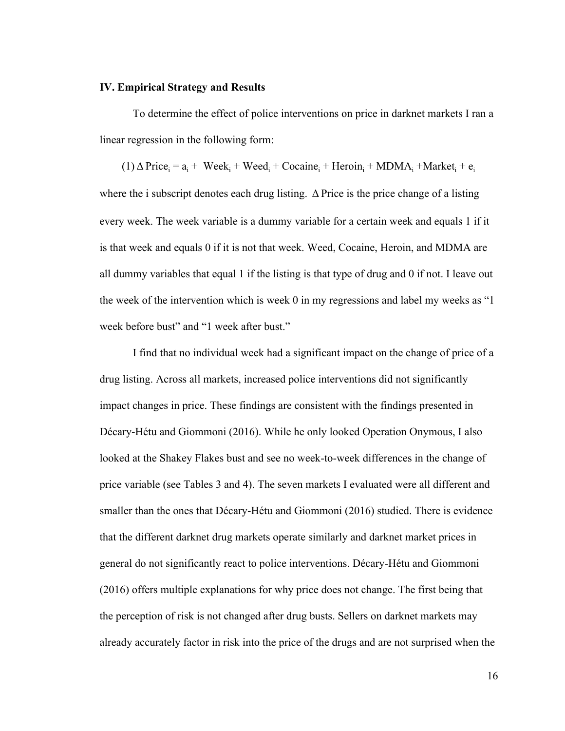## IV. Empirical Strategy and Results

To determine the effect of police interventions on price in darknet markets I ran a linear regression in the following form:

$$(1)\ \Delta \text{Price}_i = a_i + \text{Week}_i + \text{Weed}_i + \text{Cocaine}_i + \text{Heroin}_i + \text{MDMA}_i + \text{Market}_i + e_i$$

where the i subscript denotes each drug listing. $\Delta$ Price is the price change of a listing every week. The week variable is a dummy variable for a certain week and equals 1 if it is that week and equals 0 if it is not that week. Weed, Cocaine, Heroin, and MDMA are all dummy variables that equal 1 if the listing is that type of drug and 0 if not. I leave out the week of the intervention which is week 0 in my regressions and label my weeks as "1 week before bust" and "1 week after bust."

I find that no individual week had a significant impact on the change of price of a drug listing. Across all markets, increased police interventions did not significantly impact changes in price. These findings are consistent with the findings presented in Décary-Hétu and Giommoni (2016). While he only looked Operation Onymous, I also looked at the Shakey Flakes bust and see no week-to-week differences in the change of price variable (see Tables 3 and 4). The seven markets I evaluated were all different and smaller than the ones that Décary-Hétu and Giommoni (2016) studied. There is evidence that the different darknet drug markets operate similarly and darknet market prices in general do not significantly react to police interventions. Décary-Hétu and Giommoni (2016) offers multiple explanations for why price does not change. The first being that the perception of risk is not changed after drug busts. Sellers on darknet markets may already accurately factor in risk into the price of the drugs and are not surprised when the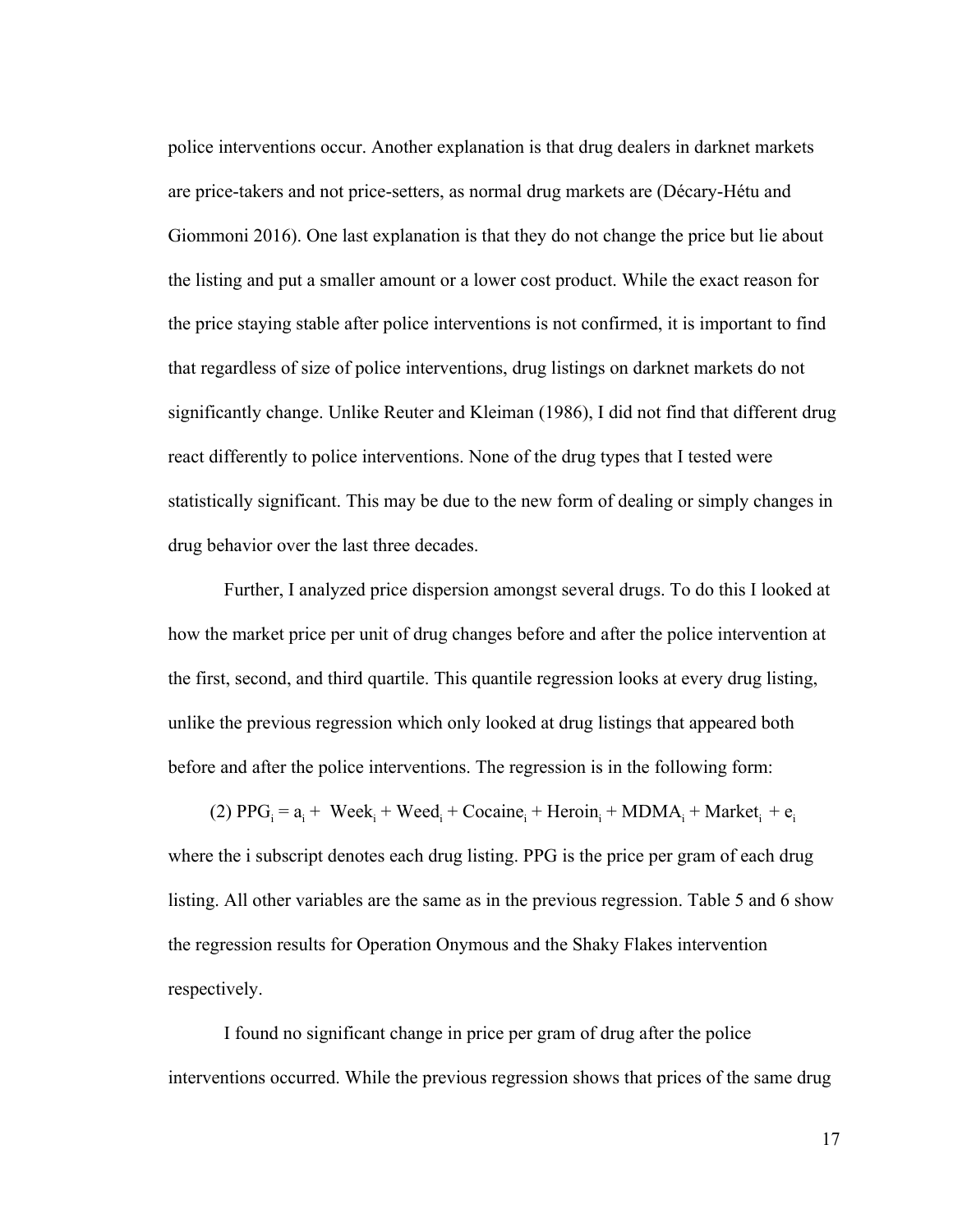police interventions occur. Another explanation is that drug dealers in darknet markets are price-takers and not price-setters, as normal drug markets are (Décary-Hétu and Giommoni 2016). One last explanation is that they do not change the price but lie about the listing and put a smaller amount or a lower cost product. While the exact reason for the price staying stable after police interventions is not confirmed, it is important to find that regardless of size of police interventions, drug listings on darknet markets do not significantly change. Unlike Reuter and Kleiman (1986), I did not find that different drug react differently to police interventions. None of the drug types that I tested were statistically significant. This may be due to the new form of dealing or simply changes in drug behavior over the last three decades.

Further, I analyzed price dispersion amongst several drugs. To do this I looked at how the market price per unit of drug changes before and after the police intervention at the first, second, and third quartile. This quantile regression looks at every drug listing, unlike the previous regression which only looked at drug listings that appeared both before and after the police interventions. The regression is in the following form:

$$(2)\ PPG_i = a_i + Week_i + Weed_i + Cocaine_i + Heroin_i + MDMA_i + Market_i + e_i$$

where the i subscript denotes each drug listing. PPG is the price per gram of each drug listing. All other variables are the same as in the previous regression. Table 5 and 6 show the regression results for Operation Onymous and the Shaky Flakes intervention respectively.

I found no significant change in price per gram of drug after the police interventions occurred. While the previous regression shows that prices of the same drug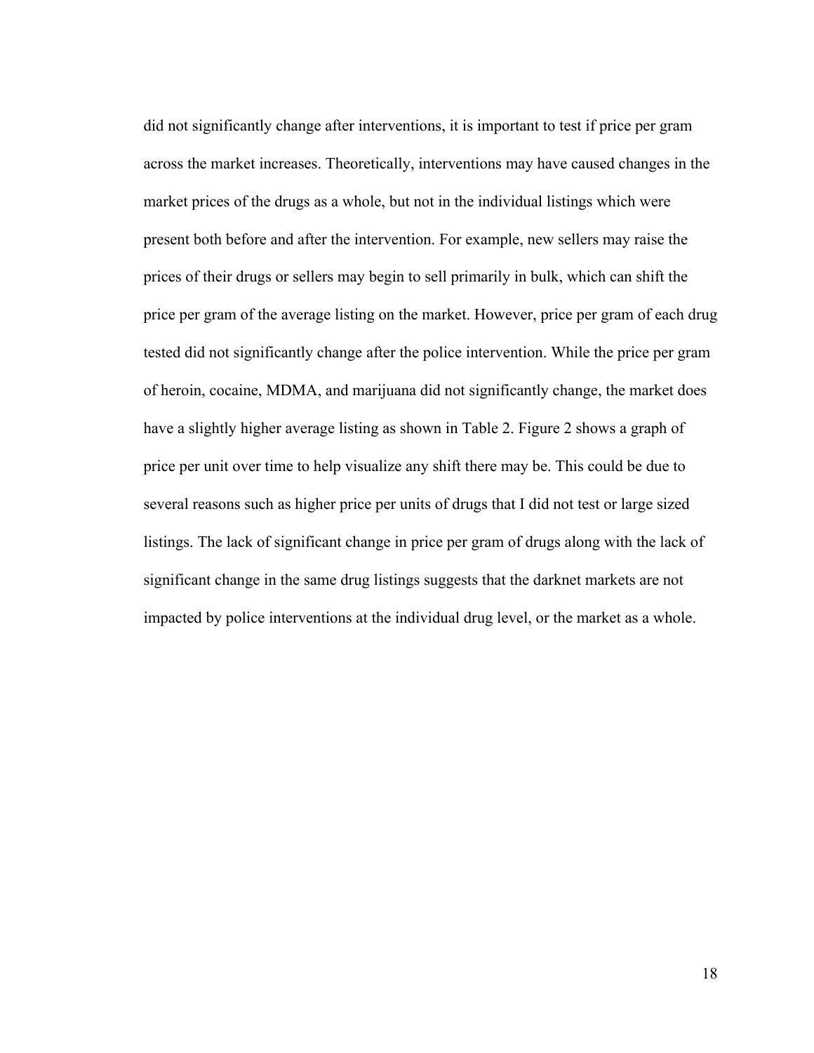did not significantly change after interventions, it is important to test if price per gram across the market increases. Theoretically, interventions may have caused changes in the market prices of the drugs as a whole, but not in the individual listings which were present both before and after the intervention. For example, new sellers may raise the prices of their drugs or sellers may begin to sell primarily in bulk, which can shift the price per gram of the average listing on the market. However, price per gram of each drug tested did not significantly change after the police intervention. While the price per gram of heroin, cocaine, MDMA, and marijuana did not significantly change, the market does have a slightly higher average listing as shown in Table 2. Figure 2 shows a graph of price per unit over time to help visualize any shift there may be. This could be due to several reasons such as higher price per units of drugs that I did not test or large sized listings. The lack of significant change in price per gram of drugs along with the lack of significant change in the same drug listings suggests that the darknet markets are not impacted by police interventions at the individual drug level, or the market as a whole.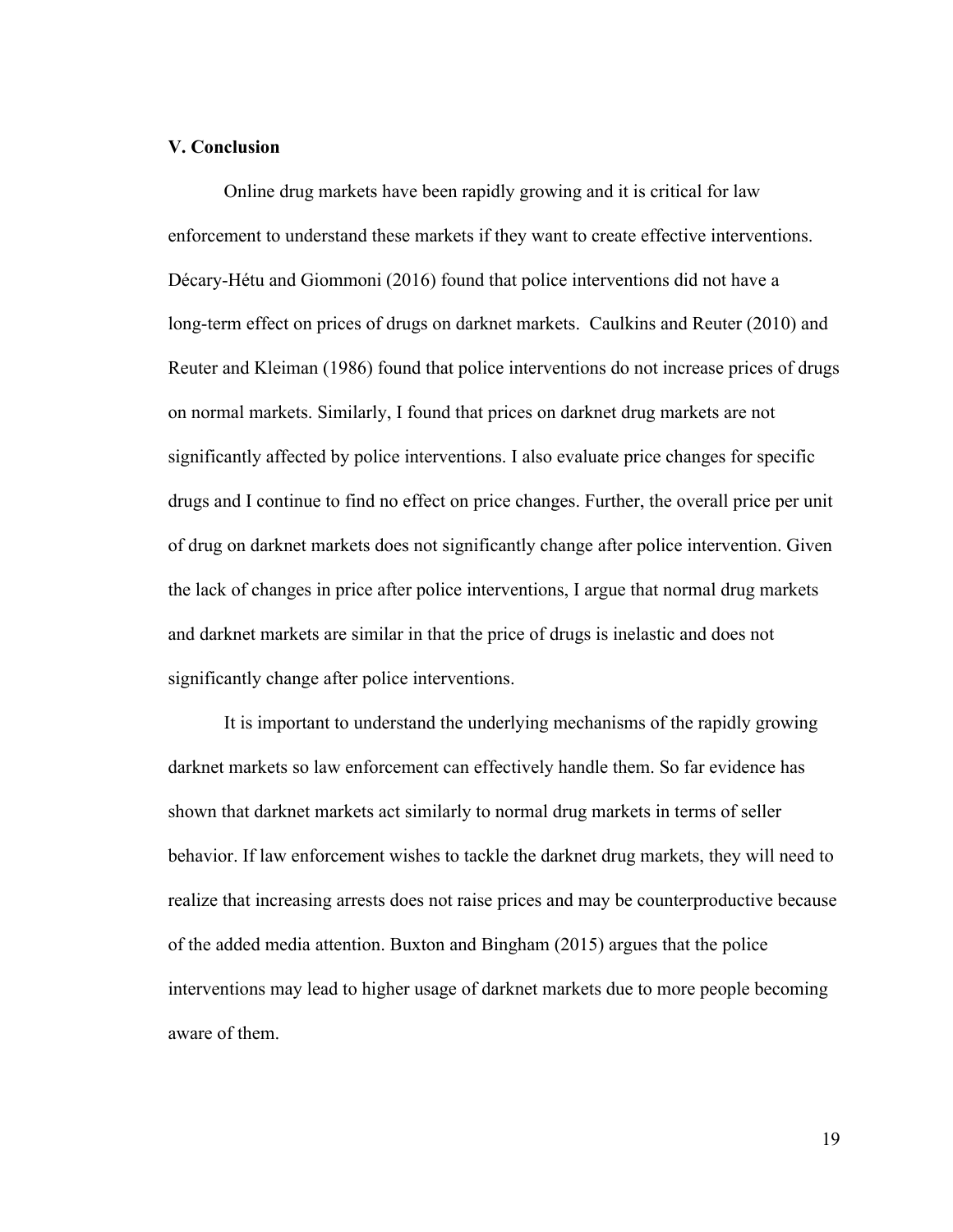## V. Conclusion

Online drug markets have been rapidly growing and it is critical for law enforcement to understand these markets if they want to create effective interventions. Décary-Hétu and Giommoni (2016) found that police interventions did not have a long-term effect on prices of drugs on darknet markets. Caulkins and Reuter (2010) and Reuter and Kleiman (1986) found that police interventions do not increase prices of drugs on normal markets. Similarly, I found that prices on darknet drug markets are not significantly affected by police interventions. I also evaluate price changes for specific drugs and I continue to find no effect on price changes. Further, the overall price per unit of drug on darknet markets does not significantly change after police intervention. Given the lack of changes in price after police interventions, I argue that normal drug markets and darknet markets are similar in that the price of drugs is inelastic and does not significantly change after police interventions.

It is important to understand the underlying mechanisms of the rapidly growing darknet markets so law enforcement can effectively handle them. So far evidence has shown that darknet markets act similarly to normal drug markets in terms of seller behavior. If law enforcement wishes to tackle the darknet drug markets, they will need to realize that increasing arrests does not raise prices and may be counterproductive because of the added media attention. Buxton and Bingham (2015) argues that the police interventions may lead to higher usage of darknet markets due to more people becoming aware of them.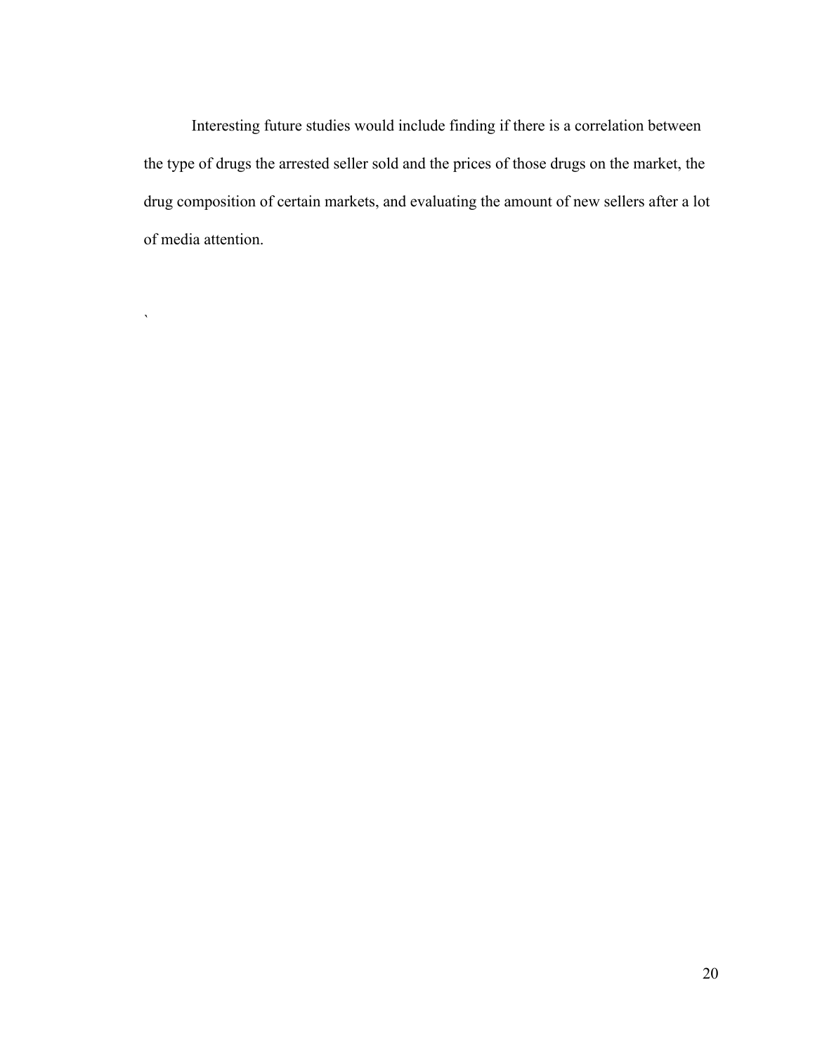Interesting future studies would include finding if there is a correlation between the type of drugs the arrested seller sold and the prices of those drugs on the market, the drug composition of certain markets, and evaluating the amount of new sellers after a lot of media attention.

`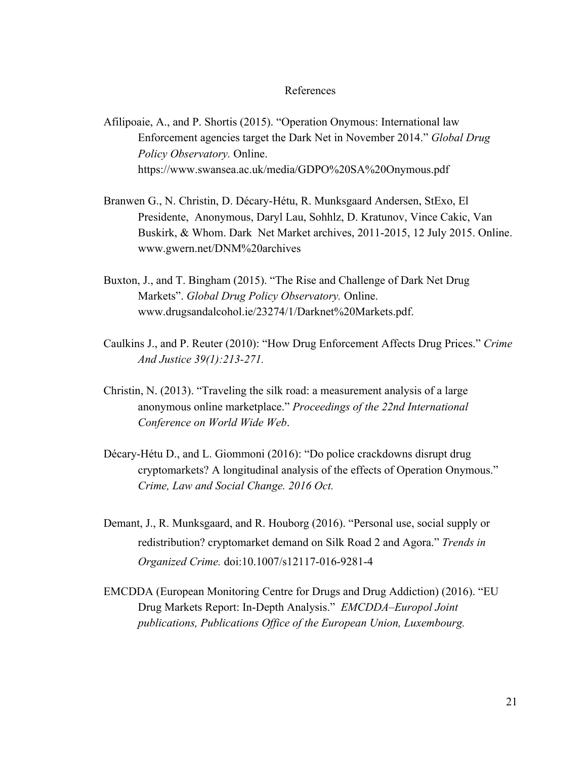# References

Afilipoaie, A., and P. Shortis (2015). "Operation Onymous: International law Enforcement agencies target the Dark Net in November 2014." *Global Drug Policy Observatory.* Online. https://www.swansea.ac.uk/media/GDPO%20SA%20Onymous.pdf

Branwen G., N. Christin, D. Décary-Hétu, R. Munksgaard Andersen, StExo, El Presidente, Anonymous, Daryl Lau, Sohhlz, D. Kratunov, Vince Cakic, Van Buskirk, & Whom. Dark Net Market archives, 2011-2015, 12 July 2015. Online. www.gwern.net/DNM%20archives

Buxton, J., and T. Bingham (2015). "The Rise and Challenge of Dark Net Drug Markets". *Global Drug Policy Observatory.* Online. www.drugsandalcohol.ie/23274/1/Darknet%20Markets.pdf.

Caulkins J., and P. Reuter (2010): "How Drug Enforcement Affects Drug Prices." *Crime And Justice 39(1):213-271.*

Christin, N. (2013). "Traveling the silk road: a measurement analysis of a large anonymous online marketplace." *Proceedings of the 22nd International Conference on World Wide Web*.

Décary-Hétu D., and L. Giommoni (2016): "Do police crackdowns disrupt drug cryptomarkets? A longitudinal analysis of the effects of Operation Onymous." *Crime, Law and Social Change. 2016 Oct.*

Demant, J., R. Munksgaard, and R. Houborg (2016). "Personal use, social supply or redistribution? cryptomarket demand on Silk Road 2 and Agora." *Trends in Organized Crime.* doi:10.1007/s12117-016-9281-4

EMCDDA (European Monitoring Centre for Drugs and Drug Addiction) (2016). "EU Drug Markets Report: In-Depth Analysis." *EMCDDA–Europol Joint publications, Publications Office of the European Union, Luxembourg.*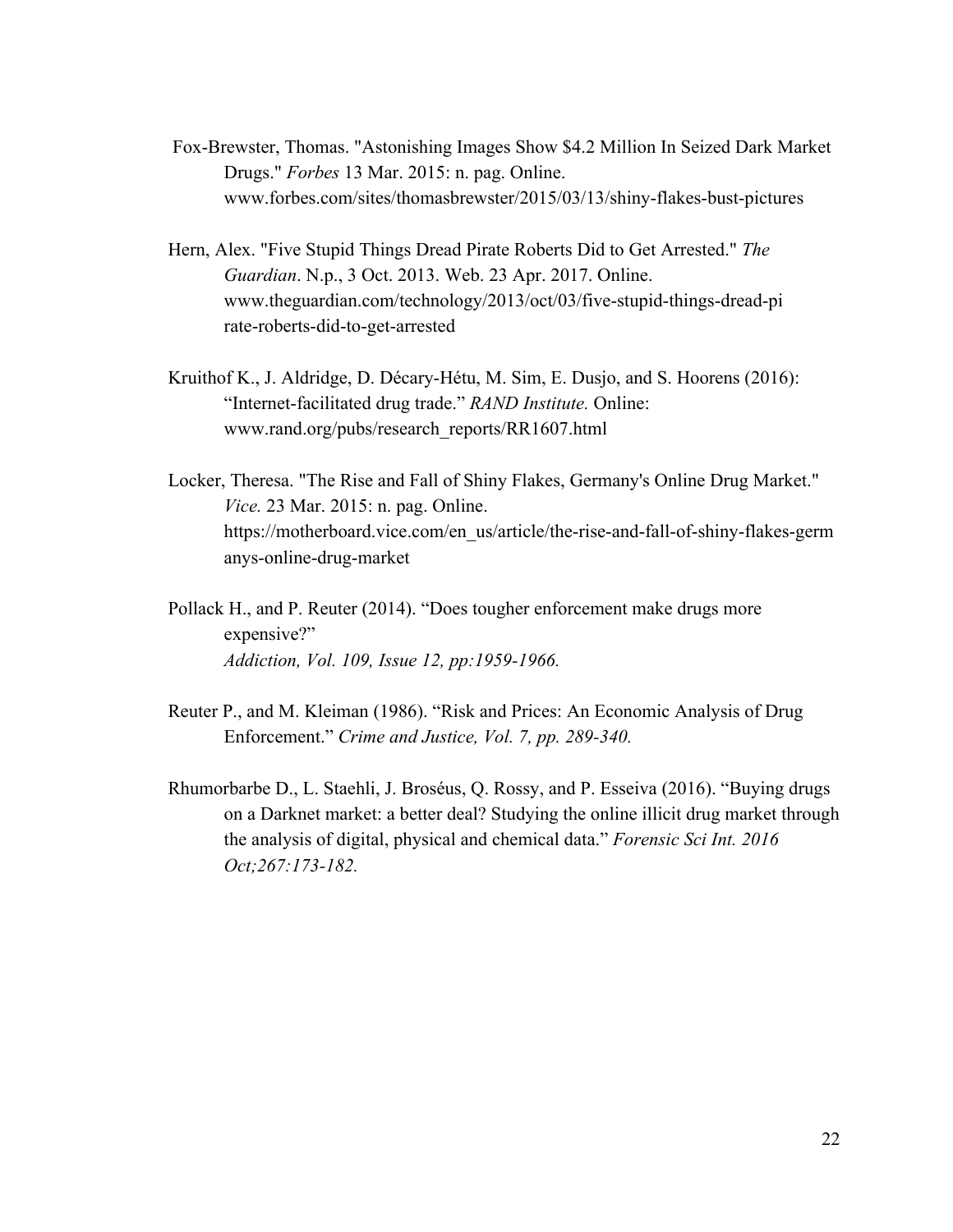Fox-Brewster, Thomas. "Astonishing Images Show $4.2 Million In Seized Dark Market Drugs." *Forbes* 13 Mar. 2015: n. pag. Online. www.forbes.com/sites/thomasbrewster/2015/03/13/shiny-flakes-bust-pictures

Hern, Alex. "Five Stupid Things Dread Pirate Roberts Did to Get Arrested." *The Guardian*. N.p., 3 Oct. 2013. Web. 23 Apr. 2017. Online. www.theguardian.com/technology/2013/oct/03/five-stupid-things-dread-pirate-roberts-did-to-get-arrested

Kruithof K., J. Aldridge, D. Décary-Hétu, M. Sim, E. Dusjo, and S. Hoorens (2016): "Internet-facilitated drug trade." *RAND Institute.* Online: www.rand.org/pubs/research_reports/RR1607.html

Locker, Theresa. "The Rise and Fall of Shiny Flakes, Germany's Online Drug Market." *Vice.* 23 Mar. 2015: n. pag. Online. https://motherboard.vice.com/en_us/article/the-rise-and-fall-of-shiny-flakes-germanys-online-drug-market

Pollack H., and P. Reuter (2014). "Does tougher enforcement make drugs more expensive?" *Addiction, Vol. 109, Issue 12, pp:1959-1966.*

Reuter P., and M. Kleiman (1986). "Risk and Prices: An Economic Analysis of Drug Enforcement." *Crime and Justice, Vol. 7, pp. 289-340.*

Rhumorbarbe D., L. Staehli, J. Broséus, Q. Rossy, and P. Esseiva (2016). "Buying drugs on a Darknet market: a better deal? Studying the online illicit drug market through the analysis of digital, physical and chemical data." *Forensic Sci Int. 2016 Oct;267:173-182.*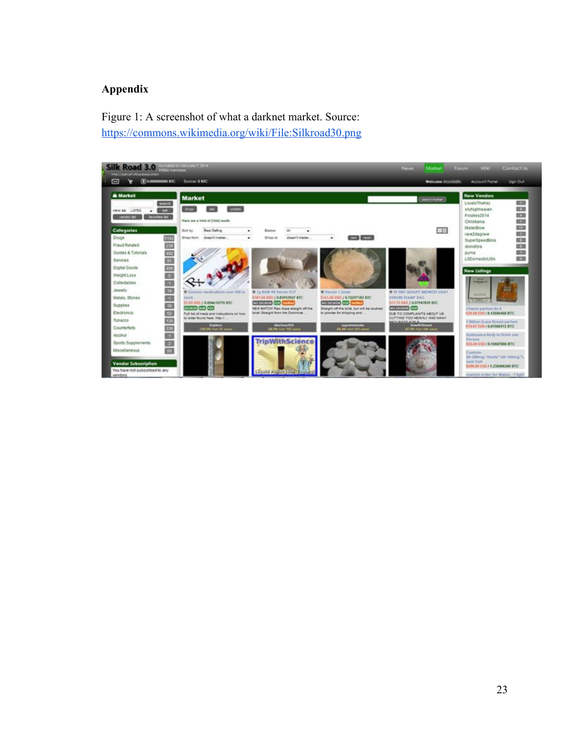**Appendix**

Figure 1: A screenshot of what a darknet market. Source: [https://commons.wikimedia.org/wiki/File:Silkroad30.png](https://commons.wikimedia.org/wiki/File:Silkroad30.png)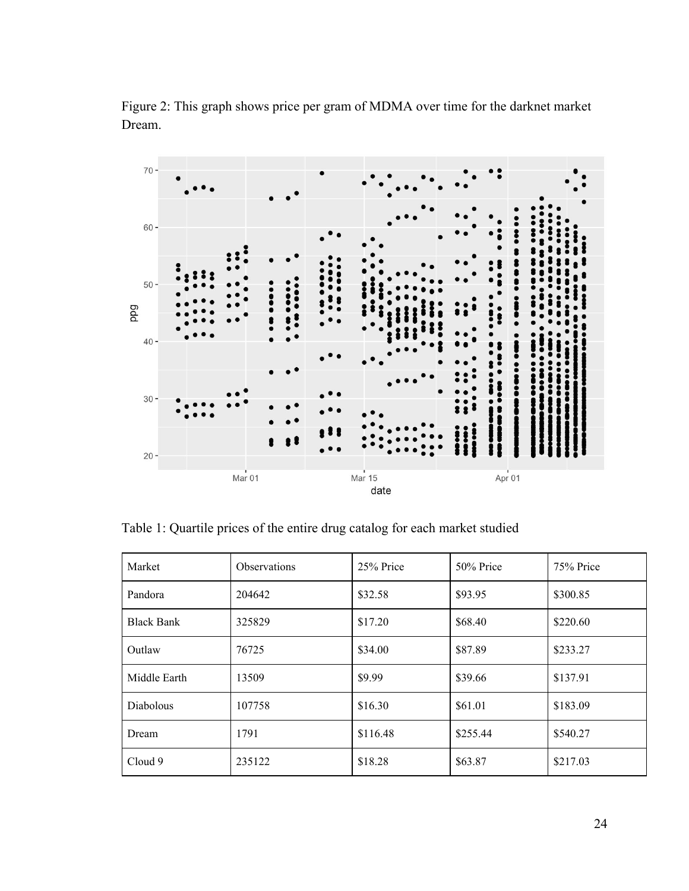Figure 2: This graph shows price per gram of MDMA over time for the darknet market Dream.

Table 1: Quartile prices of the entire drug catalog for each market studied

| Market | Observations | 25% Price | 50% Price | 75% Price |
|---|---|---|---|---|
| Pandora | 204642 | $32.58 | $93.95 | $300.85 |
| Black Bank | 325829 | $17.20 | $68.40 | $220.60 |
| Outlaw | 76725 | $34.00 | $87.89 | $233.27 |
| Middle Earth | 13509 | $9.99 | $39.66 | $137.91 |
| Diabolous | 107758 | $16.30 | $61.01 | $183.09 |
| Dream | 1791 | $116.48 | $255.44 | $540.27 |
| Cloud 9 | 235122 | $18.28 | $63.87 | $217.03 |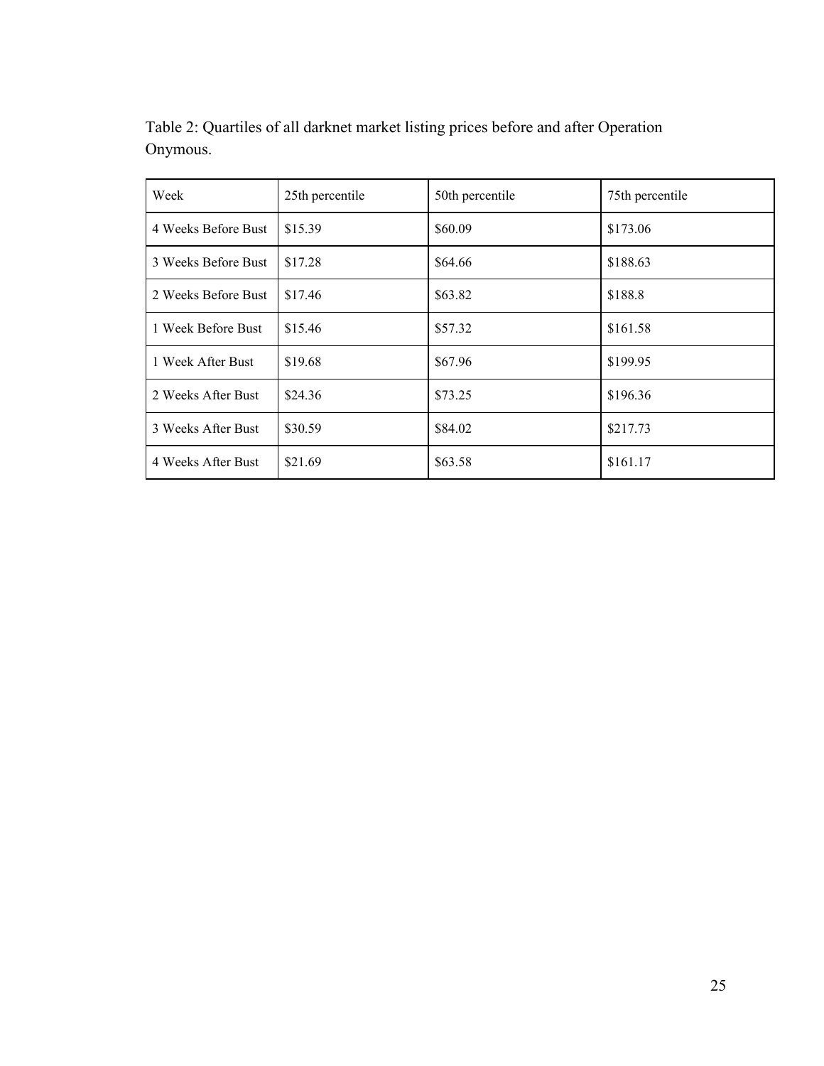Table 2: Quartiles of all darknet market listing prices before and after Operation Onymous.

| Week | 25th percentile | 50th percentile | 75th percentile |
|---|---|---|---|
| 4 Weeks Before Bust | $15.39 | $60.09 | $173.06 |
| 3 Weeks Before Bust | $17.28 | $64.66 | $188.63 |
| 2 Weeks Before Bust | $17.46 | $63.82 | $188.8 |
| 1 Week Before Bust | $15.46 | $57.32 | $161.58 |
| 1 Week After Bust | $19.68 | $67.96 | $199.95 |
| 2 Weeks After Bust | $24.36 | $73.25 | $196.36 |
| 3 Weeks After Bust | $30.59 | $84.02 | $217.73 |
| 4 Weeks After Bust | $21.69 | $63.58 | $161.17 |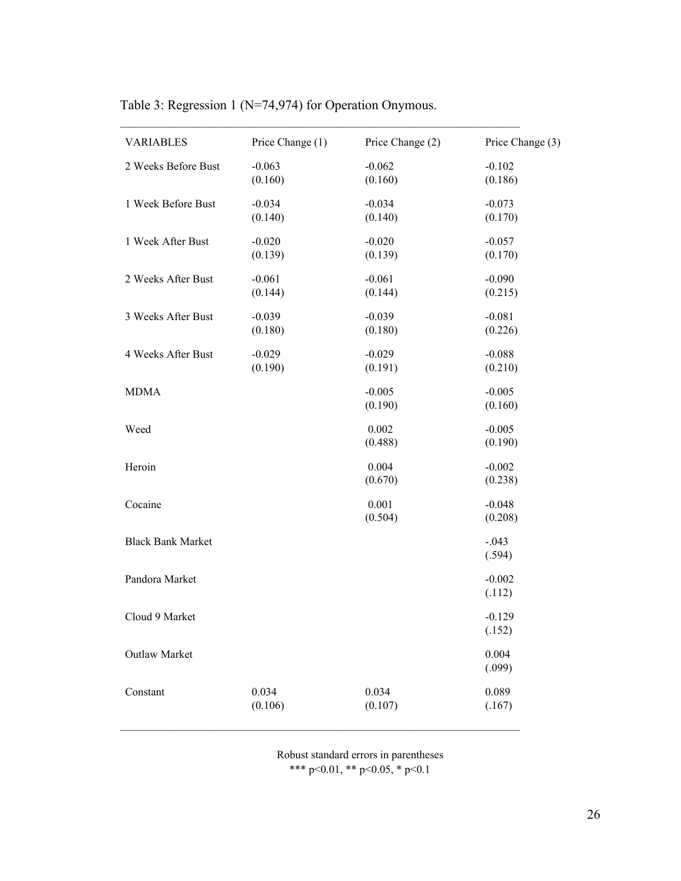Table 3: Regression 1 (N=74,974) for Operation Onymous.

| VARIABLES | Price Change (1) | Price Change (2) | Price Change (3) |
|---|---|---|---|
| 2 Weeks Before Bust | -0.063<br>(0.160) | -0.062<br>(0.160) | -0.102<br>(0.186) |
| 1 Week Before Bust | -0.034<br>(0.140) | -0.034<br>(0.140) | -0.073<br>(0.170) |
| 1 Week After Bust | -0.020<br>(0.139) | -0.020<br>(0.139) | -0.057<br>(0.170) |
| 2 Weeks After Bust | -0.061<br>(0.144) | -0.061<br>(0.144) | -0.090<br>(0.215) |
| 3 Weeks After Bust | -0.039<br>(0.180) | -0.039<br>(0.180) | -0.081<br>(0.226) |
| 4 Weeks After Bust | -0.029<br>(0.190) | -0.029<br>(0.191) | -0.088<br>(0.210) |
| MDMA | | -0.005<br>(0.190) | -0.005<br>(0.160) |
| Weed | | 0.002<br>(0.488) | -0.005<br>(0.190) |
| Heroin | | 0.004<br>(0.670) | -0.002<br>(0.238) |
| Cocaine | | 0.001<br>(0.504) | -0.048<br>(0.208) |
| Black Bank Market | | | -.043<br>(.594) |
| Pandora Market | | | -0.002<br>(.112) |
| Cloud 9 Market | | | -0.129<br>(.152) |
| Outlaw Market | | | 0.004<br>(.099) |
| Constant | 0.034<br>(0.106) | 0.034<br>(0.107) | 0.089<br>(.167) |

Robust standard errors in parentheses
*** p<0.01, ** p<0.05, * p<0.1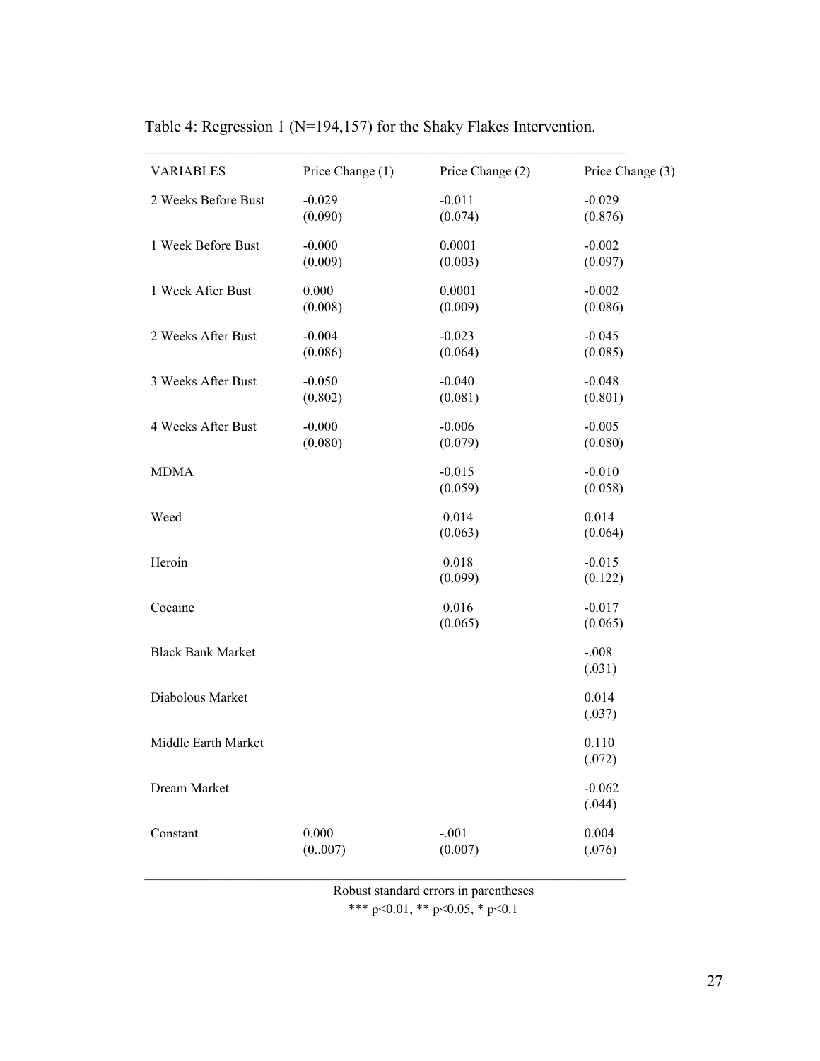Table 4: Regression 1 (N=194,157) for the Shaky Flakes Intervention.

| VARIABLES | Price Change (1) | Price Change (2) | Price Change (3) |
|---|---|---|---|
| 2 Weeks Before Bust | -0.029<br>(0.090) | -0.011<br>(0.074) | -0.029<br>(0.876) |
| 1 Week Before Bust | -0.000<br>(0.009) | 0.0001<br>(0.003) | -0.002<br>(0.097) |
| 1 Week After Bust | 0.000<br>(0.008) | 0.0001<br>(0.009) | -0.002<br>(0.086) |
| 2 Weeks After Bust | -0.004<br>(0.086) | -0.023<br>(0.064) | -0.045<br>(0.085) |
| 3 Weeks After Bust | -0.050<br>(0.802) | -0.040<br>(0.081) | -0.048<br>(0.801) |
| 4 Weeks After Bust | -0.000<br>(0.080) | -0.006<br>(0.079) | -0.005<br>(0.080) |
| MDMA | | -0.015<br>(0.059) | -0.010<br>(0.058) |
| Weed | | 0.014<br>(0.063) | 0.014<br>(0.064) |
| Heroin | | 0.018<br>(0.099) | -0.015<br>(0.122) |
| Cocaine | | 0.016<br>(0.065) | -0.017<br>(0.065) |
| Black Bank Market | | | -.008<br>(.031) |
| Diabolous Market | | | 0.014<br>(.037) |
| Middle Earth Market | | | 0.110<br>(.072) |
| Dream Market | | | -0.062<br>(.044) |
| Constant | 0.000<br>(0..007) | -.001<br>(0.007) | 0.004<br>(.076) |

Robust standard errors in parentheses
*** p<0.01, ** p<0.05, * p<0.1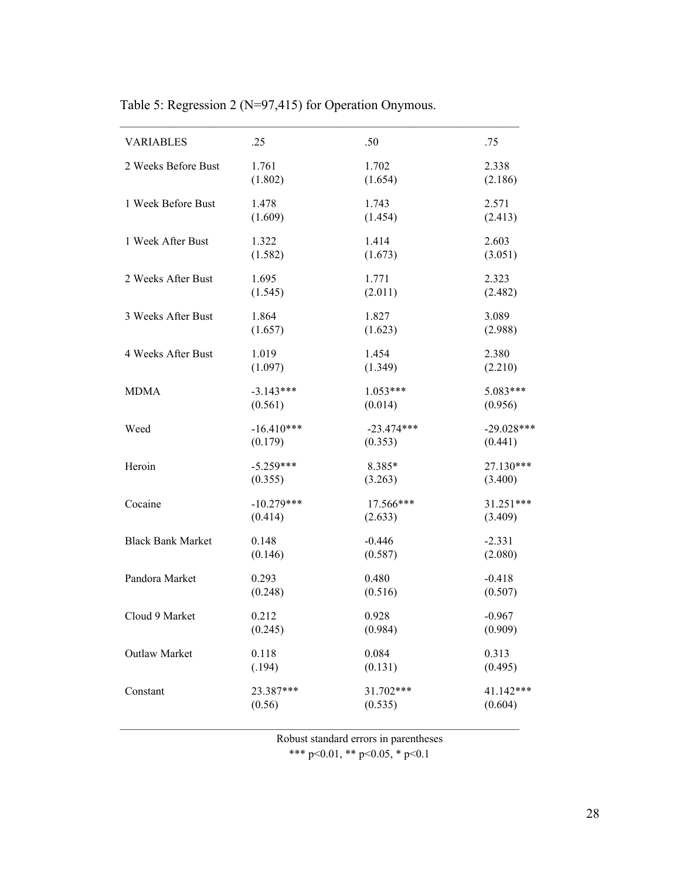Table 5: Regression 2 (N=97,415) for Operation Onymous.

| VARIABLES | .25 | .50 | .75 |
|---|---|---|---|
| 2 Weeks Before Bust | 1.761 | 1.702 | 2.338 |
| | (1.802) | (1.654) | (2.186) |
| 1 Week Before Bust | 1.478 | 1.743 | 2.571 |
| | (1.609) | (1.454) | (2.413) |
| 1 Week After Bust | 1.322 | 1.414 | 2.603 |
| | (1.582) | (1.673) | (3.051) |
| 2 Weeks After Bust | 1.695 | 1.771 | 2.323 |
| | (1.545) | (2.011) | (2.482) |
| 3 Weeks After Bust | 1.864 | 1.827 | 3.089 |
| | (1.657) | (1.623) | (2.988) |
| 4 Weeks After Bust | 1.019 | 1.454 | 2.380 |
| | (1.097) | (1.349) | (2.210) |
| MDMA | -3.143*** | 1.053*** | 5.083*** |
| | (0.561) | (0.014) | (0.956) |
| Weed | -16.410*** | -23.474*** | -29.028*** |
| | (0.179) | (0.353) | (0.441) |
| Heroin | -5.259*** | 8.385* | 27.130*** |
| | (0.355) | (3.263) | (3.400) |
| Cocaine | -10.279*** | 17.566*** | 31.251*** |
| | (0.414) | (2.633) | (3.409) |
| Black Bank Market | 0.148 | -0.446 | -2.331 |
| | (0.146) | (0.587) | (2.080) |
| Pandora Market | 0.293 | 0.480 | -0.418 |
| | (0.248) | (0.516) | (0.507) |
| Cloud 9 Market | 0.212 | 0.928 | -0.967 |
| | (0.245) | (0.984) | (0.909) |
| Outlaw Market | 0.118 | 0.084 | 0.313 |
| | (.194) | (0.131) | (0.495) |
| Constant | 23.387*** | 31.702*** | 41.142*** |
| | (0.56) | (0.535) | (0.604) |

Robust standard errors in parentheses
*** p<0.01, ** p<0.05, * p<0.1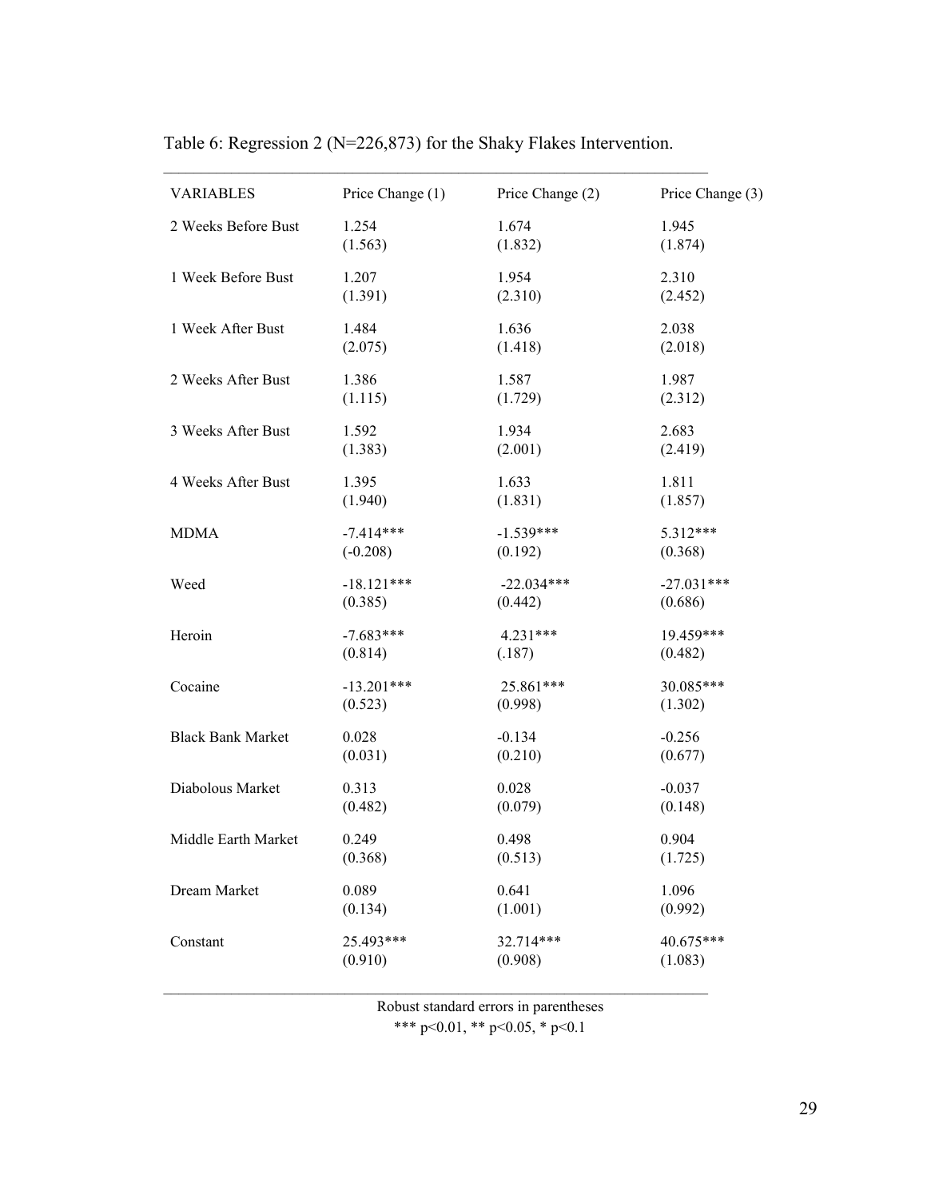Table 6: Regression 2 (N=226,873) for the Shaky Flakes Intervention.

| VARIABLES | Price Change (1) | Price Change (2) | Price Change (3) |
|---|---|---|---|
| 2 Weeks Before Bust | 1.254 | 1.674 | 1.945 |
| | (1.563) | (1.832) | (1.874) |
| 1 Week Before Bust | 1.207 | 1.954 | 2.310 |
| | (1.391) | (2.310) | (2.452) |
| 1 Week After Bust | 1.484 | 1.636 | 2.038 |
| | (2.075) | (1.418) | (2.018) |
| 2 Weeks After Bust | 1.386 | 1.587 | 1.987 |
| | (1.115) | (1.729) | (2.312) |
| 3 Weeks After Bust | 1.592 | 1.934 | 2.683 |
| | (1.383) | (2.001) | (2.419) |
| 4 Weeks After Bust | 1.395 | 1.633 | 1.811 |
| | (1.940) | (1.831) | (1.857) |
| MDMA | -7.414*** | -1.539*** | 5.312*** |
| | (-0.208) | (0.192) | (0.368) |
| Weed | -18.121*** | -22.034*** | -27.031*** |
| | (0.385) | (0.442) | (0.686) |
| Heroin | -7.683*** | 4.231*** | 19.459*** |
| | (0.814) | (.187) | (0.482) |
| Cocaine | -13.201*** | 25.861*** | 30.085*** |
| | (0.523) | (0.998) | (1.302) |
| Black Bank Market | 0.028 | -0.134 | -0.256 |
| | (0.031) | (0.210) | (0.677) |
| Diabolous Market | 0.313 | 0.028 | -0.037 |
| | (0.482) | (0.079) | (0.148) |
| Middle Earth Market | 0.249 | 0.498 | 0.904 |
| | (0.368) | (0.513) | (1.725) |
| Dream Market | 0.089 | 0.641 | 1.096 |
| | (0.134) | (1.001) | (0.992) |
| Constant | 25.493*** | 32.714*** | 40.675*** |
| | (0.910) | (0.908) | (1.083) |

Robust standard errors in parentheses
*** p<0.01, ** p<0.05, * p<0.1